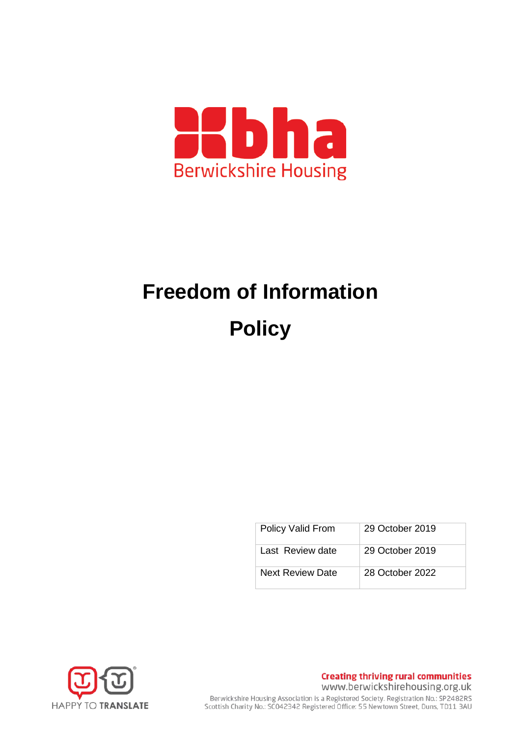bha

Berwickshire Housing

# Freedom of Information

# Policy

| | |
|---|---|
| Policy Valid From | 29 October 2019 |
| Last Review date | 29 October 2019 |
| Next Review Date | 28 October 2022 |

HAPPY TO TRANSLATE

**Creating thriving rural communities**

www.berwickshirehousing.org.uk

Berwickshire Housing Association is a Registered Society. Registration No.: SP2482RS
Scottish Charity No.: SC042342 Registered Office: 55 Newtown Street, Duns, TD11 3AU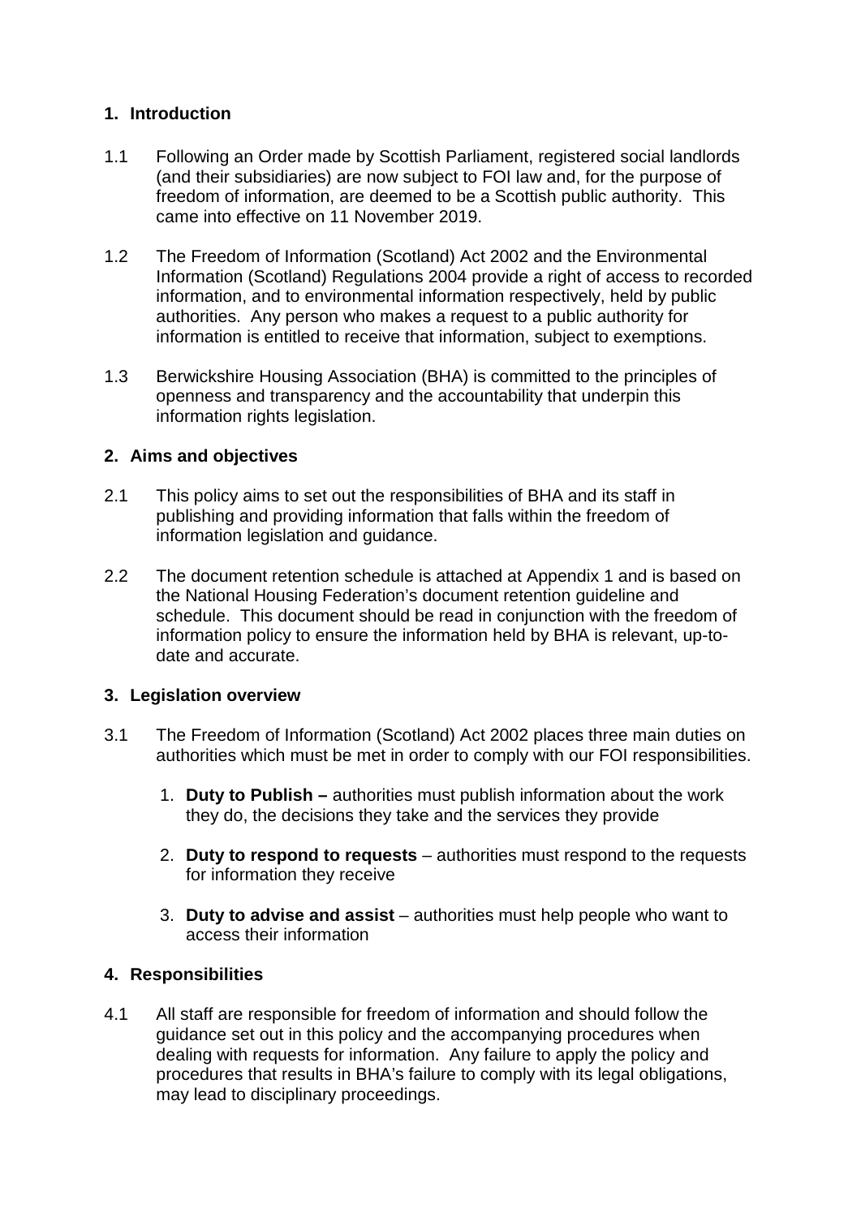## 1. Introduction

1.1 Following an Order made by Scottish Parliament, registered social landlords (and their subsidiaries) are now subject to FOI law and, for the purpose of freedom of information, are deemed to be a Scottish public authority. This came into effective on 11 November 2019.

1.2 The Freedom of Information (Scotland) Act 2002 and the Environmental Information (Scotland) Regulations 2004 provide a right of access to recorded information, and to environmental information respectively, held by public authorities. Any person who makes a request to a public authority for information is entitled to receive that information, subject to exemptions.

1.3 Berwickshire Housing Association (BHA) is committed to the principles of openness and transparency and the accountability that underpin this information rights legislation.

## 2. Aims and objectives

2.1 This policy aims to set out the responsibilities of BHA and its staff in publishing and providing information that falls within the freedom of information legislation and guidance.

2.2 The document retention schedule is attached at Appendix 1 and is based on the National Housing Federation's document retention guideline and schedule. This document should be read in conjunction with the freedom of information policy to ensure the information held by BHA is relevant, up-to-date and accurate.

## 3. Legislation overview

3.1 The Freedom of Information (Scotland) Act 2002 places three main duties on authorities which must be met in order to comply with our FOI responsibilities.

1. **Duty to Publish –** authorities must publish information about the work they do, the decisions they take and the services they provide

2. **Duty to respond to requests** – authorities must respond to the requests for information they receive

3. **Duty to advise and assist** – authorities must help people who want to access their information

## 4. Responsibilities

4.1 All staff are responsible for freedom of information and should follow the guidance set out in this policy and the accompanying procedures when dealing with requests for information. Any failure to apply the policy and procedures that results in BHA's failure to comply with its legal obligations, may lead to disciplinary proceedings.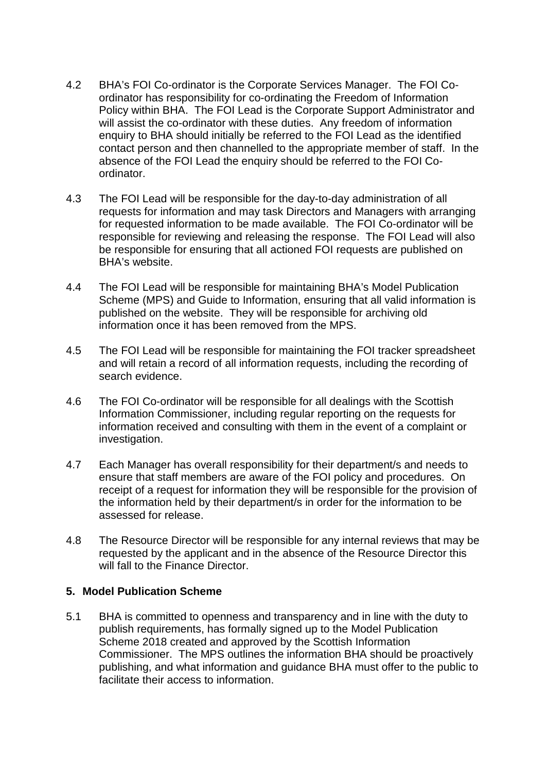4.2 BHA's FOI Co-ordinator is the Corporate Services Manager. The FOI Co-ordinator has responsibility for co-ordinating the Freedom of Information Policy within BHA. The FOI Lead is the Corporate Support Administrator and will assist the co-ordinator with these duties. Any freedom of information enquiry to BHA should initially be referred to the FOI Lead as the identified contact person and then channelled to the appropriate member of staff. In the absence of the FOI Lead the enquiry should be referred to the FOI Co-ordinator.

4.3 The FOI Lead will be responsible for the day-to-day administration of all requests for information and may task Directors and Managers with arranging for requested information to be made available. The FOI Co-ordinator will be responsible for reviewing and releasing the response. The FOI Lead will also be responsible for ensuring that all actioned FOI requests are published on BHA's website.

4.4 The FOI Lead will be responsible for maintaining BHA's Model Publication Scheme (MPS) and Guide to Information, ensuring that all valid information is published on the website. They will be responsible for archiving old information once it has been removed from the MPS.

4.5 The FOI Lead will be responsible for maintaining the FOI tracker spreadsheet and will retain a record of all information requests, including the recording of search evidence.

4.6 The FOI Co-ordinator will be responsible for all dealings with the Scottish Information Commissioner, including regular reporting on the requests for information received and consulting with them in the event of a complaint or investigation.

4.7 Each Manager has overall responsibility for their department/s and needs to ensure that staff members are aware of the FOI policy and procedures. On receipt of a request for information they will be responsible for the provision of the information held by their department/s in order for the information to be assessed for release.

4.8 The Resource Director will be responsible for any internal reviews that may be requested by the applicant and in the absence of the Resource Director this will fall to the Finance Director.

## 5. Model Publication Scheme

5.1 BHA is committed to openness and transparency and in line with the duty to publish requirements, has formally signed up to the Model Publication Scheme 2018 created and approved by the Scottish Information Commissioner. The MPS outlines the information BHA should be proactively publishing, and what information and guidance BHA must offer to the public to facilitate their access to information.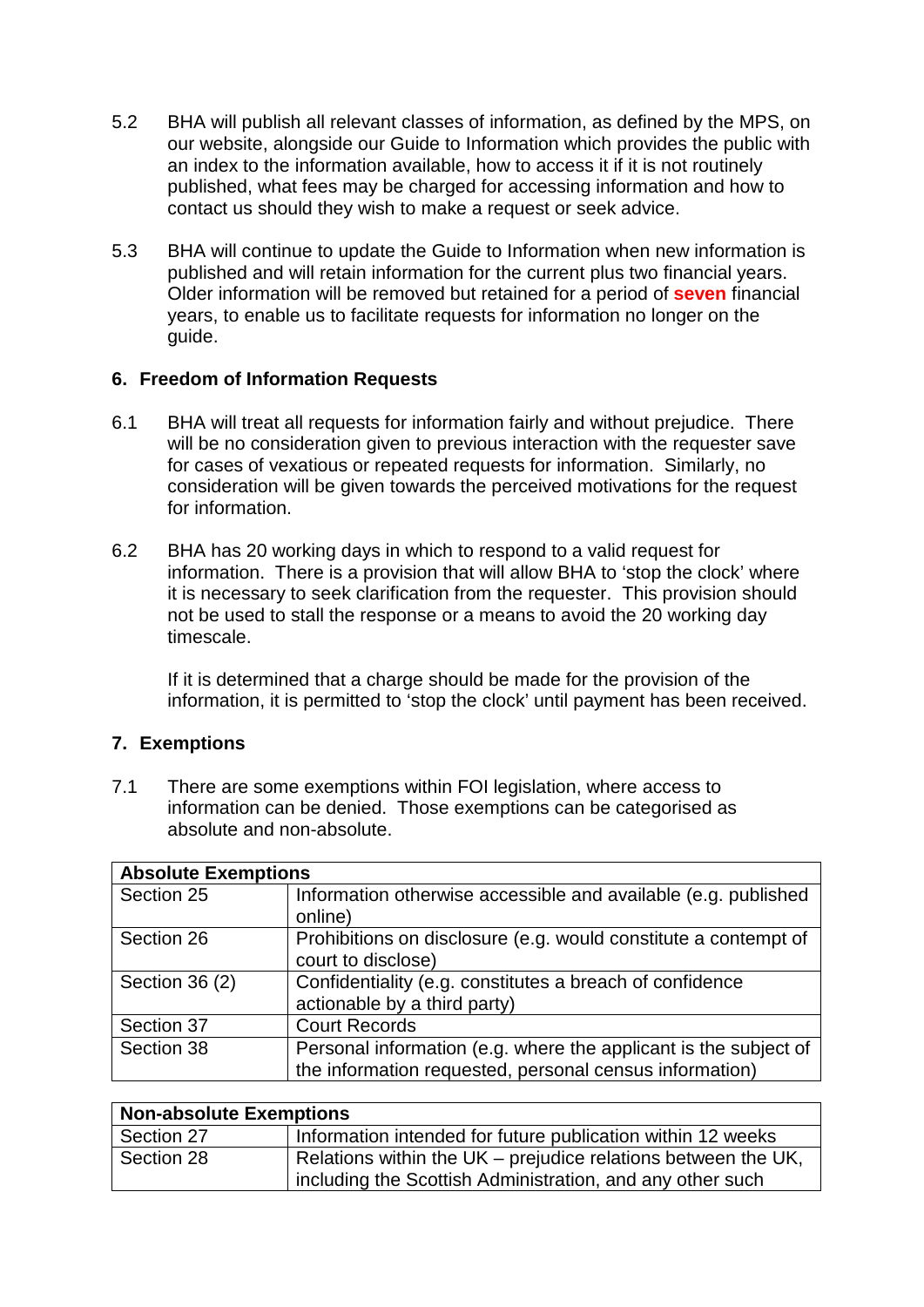5.2 BHA will publish all relevant classes of information, as defined by the MPS, on our website, alongside our Guide to Information which provides the public with an index to the information available, how to access it if it is not routinely published, what fees may be charged for accessing information and how to contact us should they wish to make a request or seek advice.

5.3 BHA will continue to update the Guide to Information when new information is published and will retain information for the current plus two financial years. Older information will be removed but retained for a period of **seven** financial years, to enable us to facilitate requests for information no longer on the guide.

## 6. Freedom of Information Requests

6.1 BHA will treat all requests for information fairly and without prejudice. There will be no consideration given to previous interaction with the requester save for cases of vexatious or repeated requests for information. Similarly, no consideration will be given towards the perceived motivations for the request for information.

6.2 BHA has 20 working days in which to respond to a valid request for information. There is a provision that will allow BHA to 'stop the clock' where it is necessary to seek clarification from the requester. This provision should not be used to stall the response or a means to avoid the 20 working day timescale.

If it is determined that a charge should be made for the provision of the information, it is permitted to 'stop the clock' until payment has been received.

## 7. Exemptions

7.1 There are some exemptions within FOI legislation, where access to information can be denied. Those exemptions can be categorised as absolute and non-absolute.

| **Absolute Exemptions** | |
|---|---|
| Section 25 | Information otherwise accessible and available (e.g. published online) |
| Section 26 | Prohibitions on disclosure (e.g. would constitute a contempt of court to disclose) |
| Section 36 (2) | Confidentiality (e.g. constitutes a breach of confidence actionable by a third party) |
| Section 37 | Court Records |
| Section 38 | Personal information (e.g. where the applicant is the subject of the information requested, personal census information) |

| **Non-absolute Exemptions** | |
|---|---|
| Section 27 | Information intended for future publication within 12 weeks |
| Section 28 | Relations within the UK – prejudice relations between the UK, including the Scottish Administration, and any other such |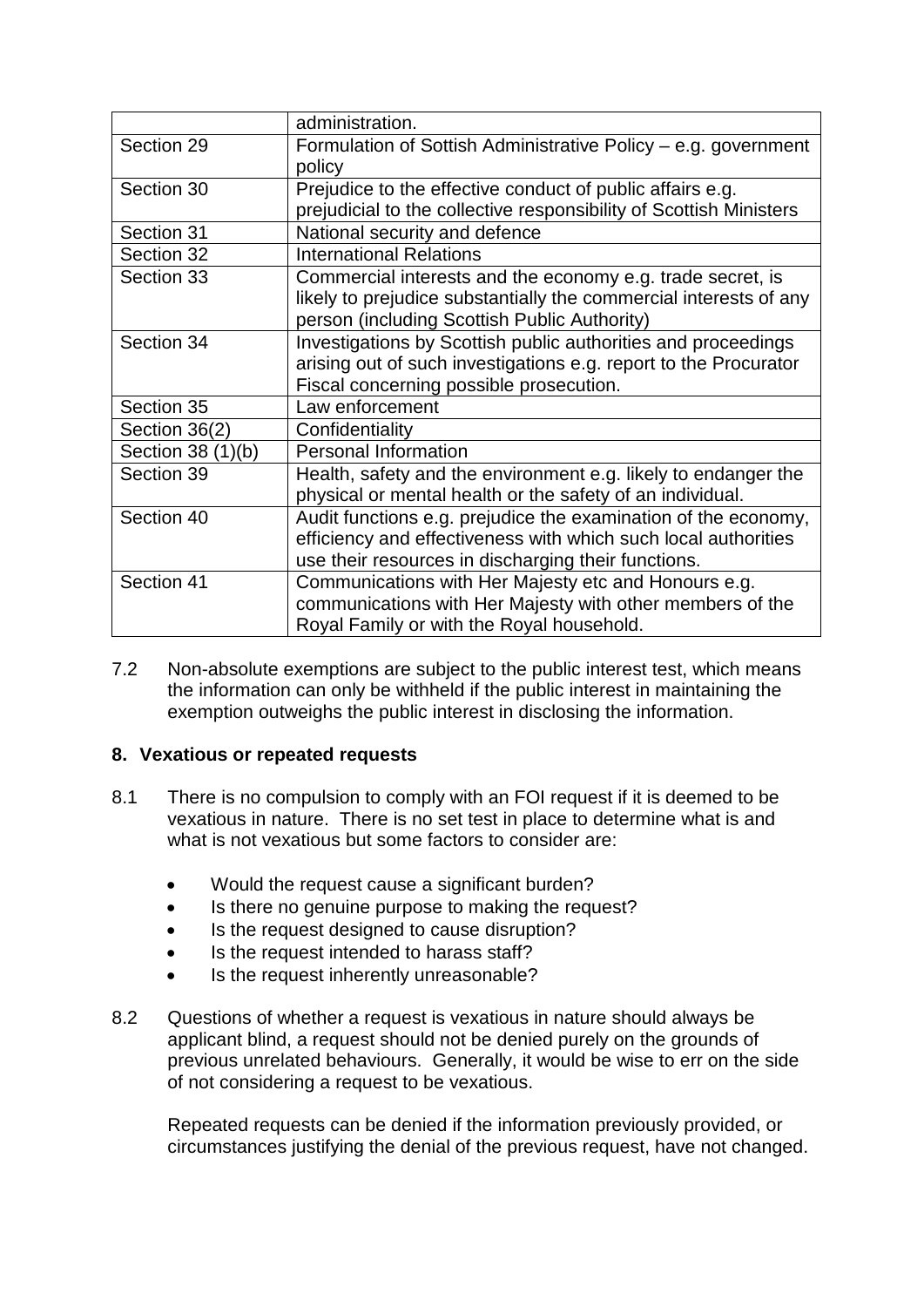| | |
|---|---|
| | administration. |
| Section 29 | Formulation of Sottish Administrative Policy – e.g. government policy |
| Section 30 | Prejudice to the effective conduct of public affairs e.g. prejudicial to the collective responsibility of Scottish Ministers |
| Section 31 | National security and defence |
| Section 32 | International Relations |
| Section 33 | Commercial interests and the economy e.g. trade secret, is likely to prejudice substantially the commercial interests of any person (including Scottish Public Authority) |
| Section 34 | Investigations by Scottish public authorities and proceedings arising out of such investigations e.g. report to the Procurator Fiscal concerning possible prosecution. |
| Section 35 | Law enforcement |
| Section 36(2) | Confidentiality |
| Section 38 (1)(b) | Personal Information |
| Section 39 | Health, safety and the environment e.g. likely to endanger the physical or mental health or the safety of an individual. |
| Section 40 | Audit functions e.g. prejudice the examination of the economy, efficiency and effectiveness with which such local authorities use their resources in discharging their functions. |
| Section 41 | Communications with Her Majesty etc and Honours e.g. communications with Her Majesty with other members of the Royal Family or with the Royal household. |

7.2 Non-absolute exemptions are subject to the public interest test, which means the information can only be withheld if the public interest in maintaining the exemption outweighs the public interest in disclosing the information.

## 8. Vexatious or repeated requests

8.1 There is no compulsion to comply with an FOI request if it is deemed to be vexatious in nature. There is no set test in place to determine what is and what is not vexatious but some factors to consider are:

- Would the request cause a significant burden?
- Is there no genuine purpose to making the request?
- Is the request designed to cause disruption?
- Is the request intended to harass staff?
- Is the request inherently unreasonable?

8.2 Questions of whether a request is vexatious in nature should always be applicant blind, a request should not be denied purely on the grounds of previous unrelated behaviours. Generally, it would be wise to err on the side of not considering a request to be vexatious.

Repeated requests can be denied if the information previously provided, or circumstances justifying the denial of the previous request, have not changed.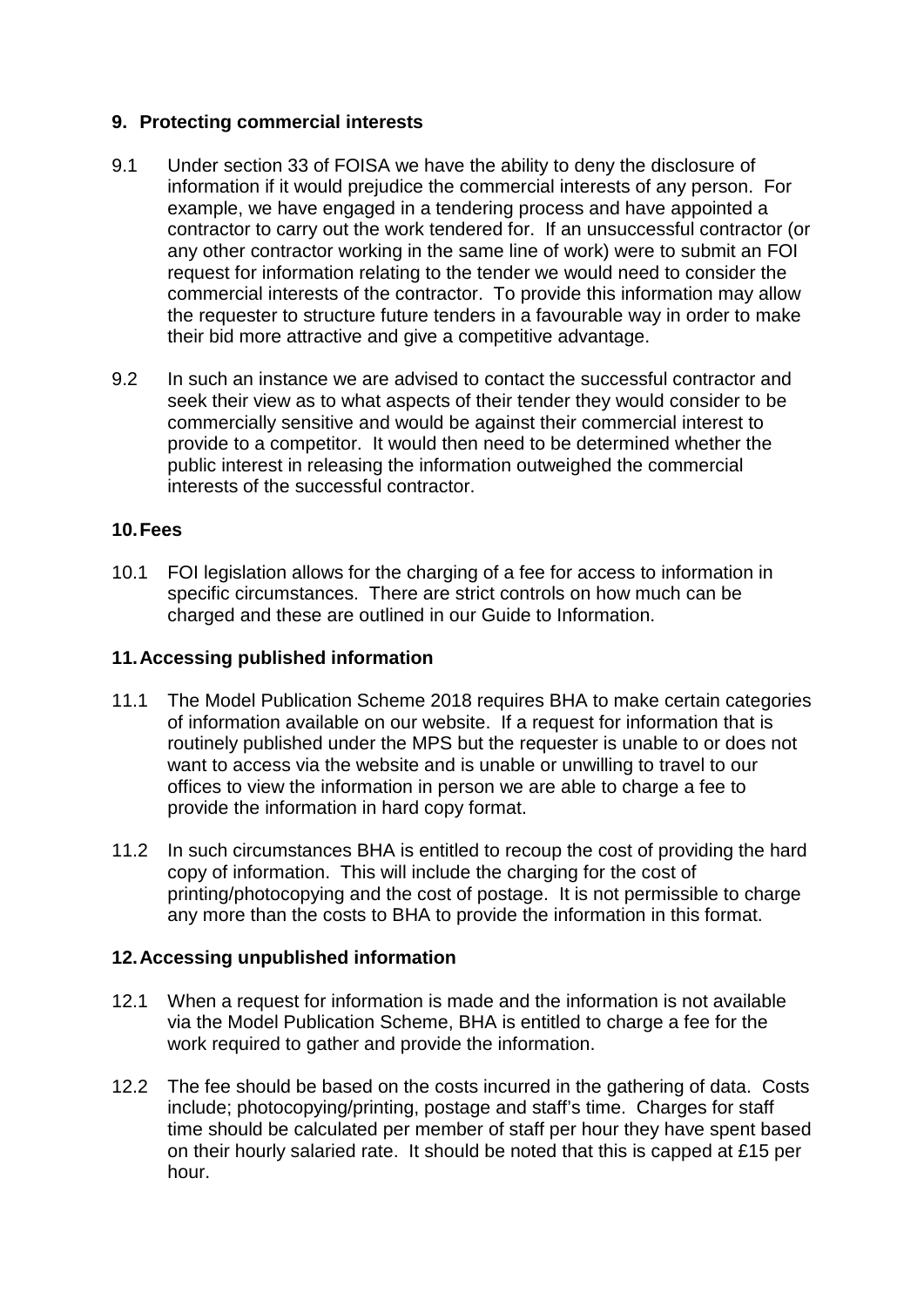## 9. Protecting commercial interests

9.1 Under section 33 of FOISA we have the ability to deny the disclosure of information if it would prejudice the commercial interests of any person. For example, we have engaged in a tendering process and have appointed a contractor to carry out the work tendered for. If an unsuccessful contractor (or any other contractor working in the same line of work) were to submit an FOI request for information relating to the tender we would need to consider the commercial interests of the contractor. To provide this information may allow the requester to structure future tenders in a favourable way in order to make their bid more attractive and give a competitive advantage.

9.2 In such an instance we are advised to contact the successful contractor and seek their view as to what aspects of their tender they would consider to be commercially sensitive and would be against their commercial interest to provide to a competitor. It would then need to be determined whether the public interest in releasing the information outweighed the commercial interests of the successful contractor.

## 10. Fees

10.1 FOI legislation allows for the charging of a fee for access to information in specific circumstances. There are strict controls on how much can be charged and these are outlined in our Guide to Information.

## 11. Accessing published information

11.1 The Model Publication Scheme 2018 requires BHA to make certain categories of information available on our website. If a request for information that is routinely published under the MPS but the requester is unable to or does not want to access via the website and is unable or unwilling to travel to our offices to view the information in person we are able to charge a fee to provide the information in hard copy format.

11.2 In such circumstances BHA is entitled to recoup the cost of providing the hard copy of information. This will include the charging for the cost of printing/photocopying and the cost of postage. It is not permissible to charge any more than the costs to BHA to provide the information in this format.

## 12. Accessing unpublished information

12.1 When a request for information is made and the information is not available via the Model Publication Scheme, BHA is entitled to charge a fee for the work required to gather and provide the information.

12.2 The fee should be based on the costs incurred in the gathering of data. Costs include; photocopying/printing, postage and staff's time. Charges for staff time should be calculated per member of staff per hour they have spent based on their hourly salaried rate. It should be noted that this is capped at £15 per hour.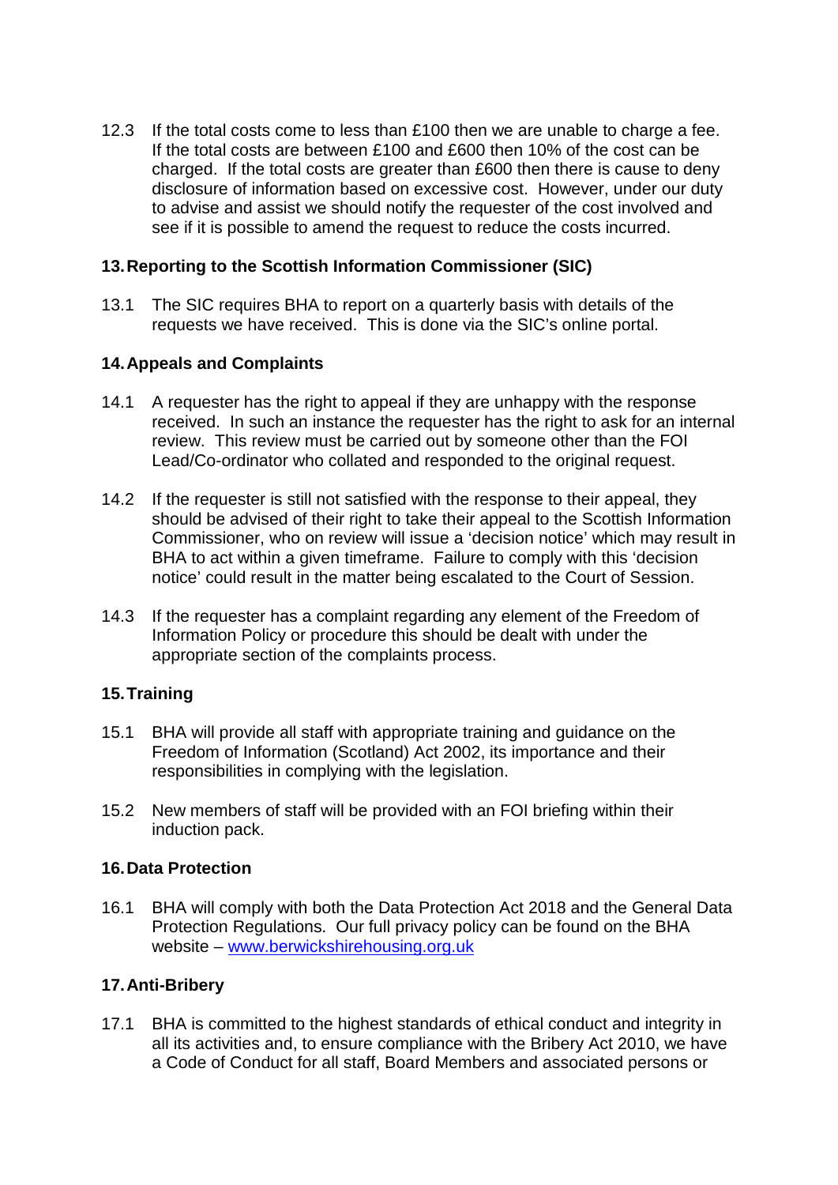12.3 If the total costs come to less than £100 then we are unable to charge a fee. If the total costs are between £100 and £600 then 10% of the cost can be charged. If the total costs are greater than £600 then there is cause to deny disclosure of information based on excessive cost. However, under our duty to advise and assist we should notify the requester of the cost involved and see if it is possible to amend the request to reduce the costs incurred.

## 13. Reporting to the Scottish Information Commissioner (SIC)

13.1 The SIC requires BHA to report on a quarterly basis with details of the requests we have received. This is done via the SIC's online portal.

## 14. Appeals and Complaints

14.1 A requester has the right to appeal if they are unhappy with the response received. In such an instance the requester has the right to ask for an internal review. This review must be carried out by someone other than the FOI Lead/Co-ordinator who collated and responded to the original request.

14.2 If the requester is still not satisfied with the response to their appeal, they should be advised of their right to take their appeal to the Scottish Information Commissioner, who on review will issue a 'decision notice' which may result in BHA to act within a given timeframe. Failure to comply with this 'decision notice' could result in the matter being escalated to the Court of Session.

14.3 If the requester has a complaint regarding any element of the Freedom of Information Policy or procedure this should be dealt with under the appropriate section of the complaints process.

## 15. Training

15.1 BHA will provide all staff with appropriate training and guidance on the Freedom of Information (Scotland) Act 2002, its importance and their responsibilities in complying with the legislation.

15.2 New members of staff will be provided with an FOI briefing within their induction pack.

## 16. Data Protection

16.1 BHA will comply with both the Data Protection Act 2018 and the General Data Protection Regulations. Our full privacy policy can be found on the BHA website – [www.berwickshirehousing.org.uk](http://www.berwickshirehousing.org.uk)

## 17. Anti-Bribery

17.1 BHA is committed to the highest standards of ethical conduct and integrity in all its activities and, to ensure compliance with the Bribery Act 2010, we have a Code of Conduct for all staff, Board Members and associated persons or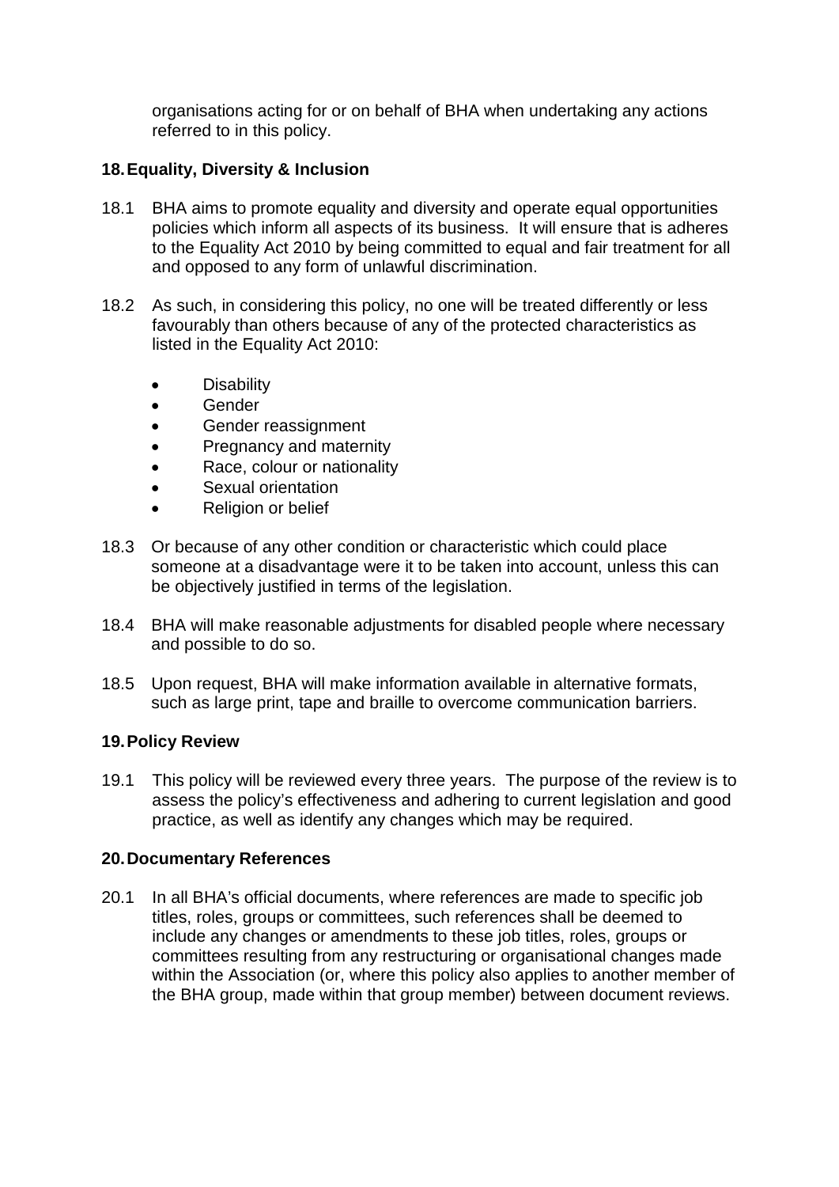organisations acting for or on behalf of BHA when undertaking any actions referred to in this policy.

## 18. Equality, Diversity & Inclusion

18.1 BHA aims to promote equality and diversity and operate equal opportunities policies which inform all aspects of its business. It will ensure that is adheres to the Equality Act 2010 by being committed to equal and fair treatment for all and opposed to any form of unlawful discrimination.

18.2 As such, in considering this policy, no one will be treated differently or less favourably than others because of any of the protected characteristics as listed in the Equality Act 2010:

- Disability
- Gender
- Gender reassignment
- Pregnancy and maternity
- Race, colour or nationality
- Sexual orientation
- Religion or belief

18.3 Or because of any other condition or characteristic which could place someone at a disadvantage were it to be taken into account, unless this can be objectively justified in terms of the legislation.

18.4 BHA will make reasonable adjustments for disabled people where necessary and possible to do so.

18.5 Upon request, BHA will make information available in alternative formats, such as large print, tape and braille to overcome communication barriers.

## 19. Policy Review

19.1 This policy will be reviewed every three years. The purpose of the review is to assess the policy's effectiveness and adhering to current legislation and good practice, as well as identify any changes which may be required.

## 20. Documentary References

20.1 In all BHA's official documents, where references are made to specific job titles, roles, groups or committees, such references shall be deemed to include any changes or amendments to these job titles, roles, groups or committees resulting from any restructuring or organisational changes made within the Association (or, where this policy also applies to another member of the BHA group, made within that group member) between document reviews.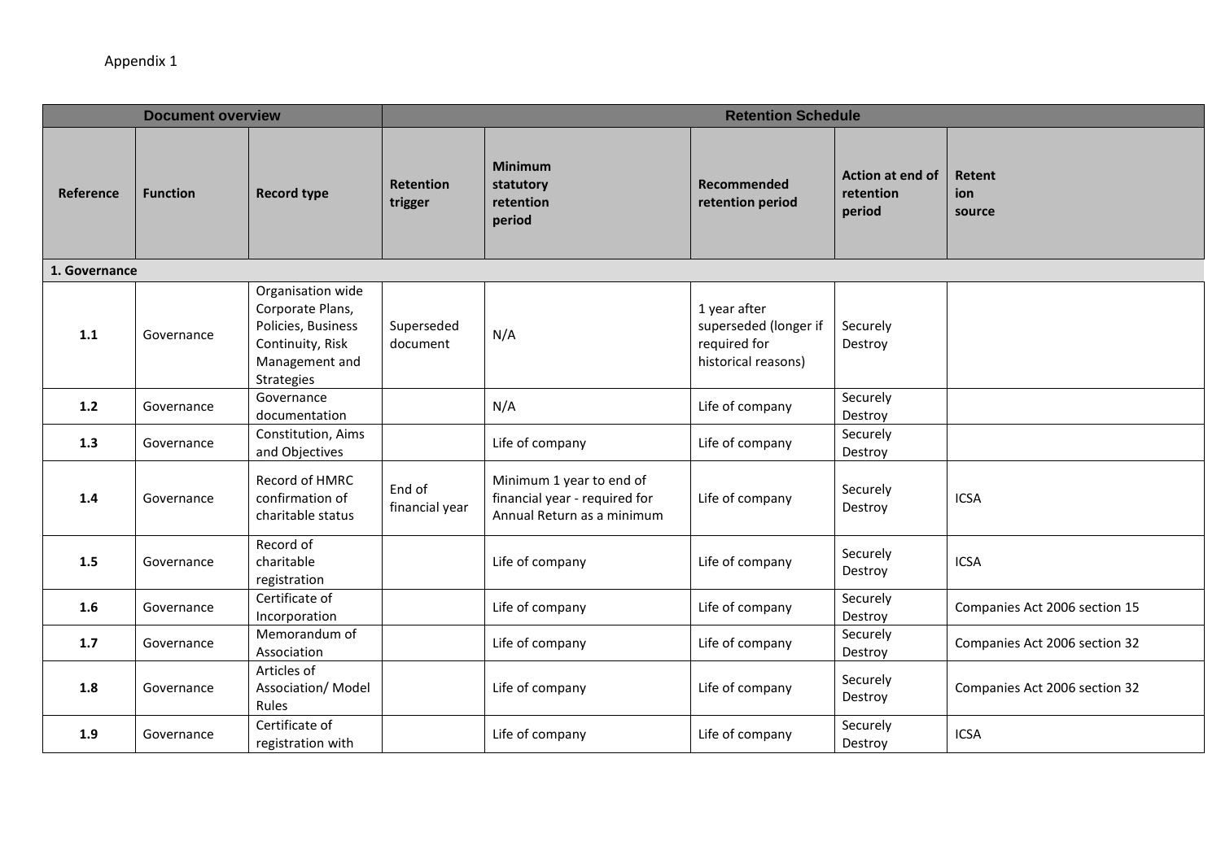Appendix 1

| Document overview | | | Retention Schedule | | | | |
|---|---|---|---|---|---|---|---|
| Reference | Function | Record type | Retention trigger | Minimum statutory retention period | Recommended retention period | Action at end of retention period | Retention source |
| **1. Governance** | | | | | | | |
| **1.1** | Governance | Organisation wide Corporate Plans, Policies, Business Continuity, Risk Management and Strategies | Superseded document | N/A | 1 year after superseded (longer if required for historical reasons) | Securely Destroy | |
| **1.2** | Governance | Governance documentation | | N/A | Life of company | Securely Destroy | |
| **1.3** | Governance | Constitution, Aims and Objectives | | Life of company | Life of company | Securely Destroy | |
| **1.4** | Governance | Record of HMRC confirmation of charitable status | End of financial year | Minimum 1 year to end of financial year - required for Annual Return as a minimum | Life of company | Securely Destroy | ICSA |
| **1.5** | Governance | Record of charitable registration | | Life of company | Life of company | Securely Destroy | ICSA |
| **1.6** | Governance | Certificate of Incorporation | | Life of company | Life of company | Securely Destroy | Companies Act 2006 section 15 |
| **1.7** | Governance | Memorandum of Association | | Life of company | Life of company | Securely Destroy | Companies Act 2006 section 32 |
| **1.8** | Governance | Articles of Association/ Model Rules | | Life of company | Life of company | Securely Destroy | Companies Act 2006 section 32 |
| **1.9** | Governance | Certificate of registration with | | Life of company | Life of company | Securely Destroy | ICSA |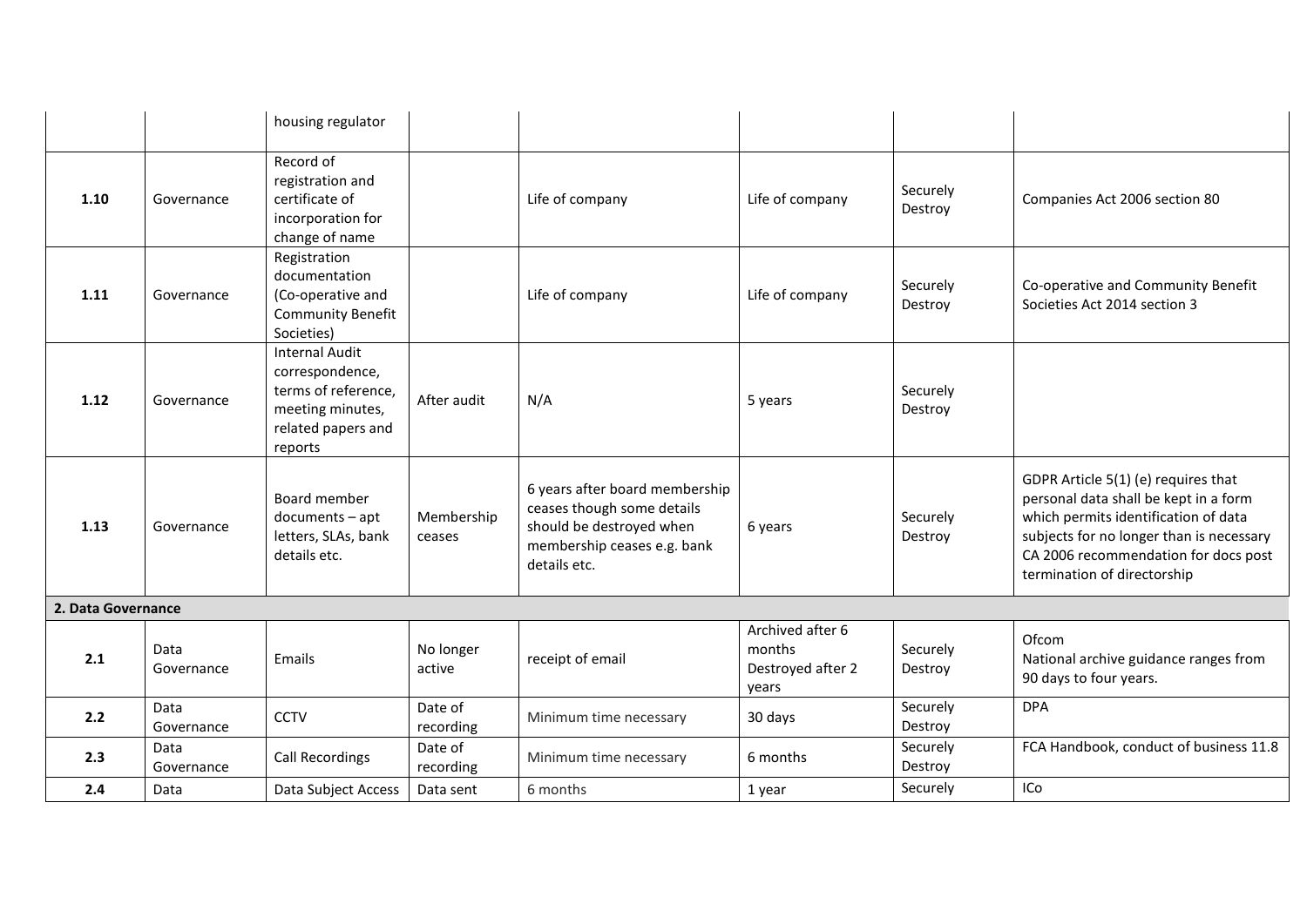| | | | | | | | |
|---|---|---|---|---|---|---|---|
| | | housing regulator | | | | | |
| **1.10** | Governance | Record of registration and certificate of incorporation for change of name | | Life of company | Life of company | Securely Destroy | Companies Act 2006 section 80 |
| **1.11** | Governance | Registration documentation (Co-operative and Community Benefit Societies) | | Life of company | Life of company | Securely Destroy | Co-operative and Community Benefit Societies Act 2014 section 3 |
| **1.12** | Governance | Internal Audit correspondence, terms of reference, meeting minutes, related papers and reports | After audit | N/A | 5 years | Securely Destroy | |
| **1.13** | Governance | Board member documents – apt letters, SLAs, bank details etc. | Membership ceases | 6 years after board membership ceases though some details should be destroyed when membership ceases e.g. bank details etc. | 6 years | Securely Destroy | GDPR Article 5(1) (e) requires that personal data shall be kept in a form which permits identification of data subjects for no longer than is necessary CA 2006 recommendation for docs post termination of directorship |
| **2. Data Governance** | | | | | | | |
| **2.1** | Data Governance | Emails | No longer active | receipt of email | Archived after 6 months Destroyed after 2 years | Securely Destroy | Ofcom National archive guidance ranges from 90 days to four years. |
| **2.2** | Data Governance | CCTV | Date of recording | Minimum time necessary | 30 days | Securely Destroy | DPA |
| **2.3** | Data Governance | Call Recordings | Date of recording | Minimum time necessary | 6 months | Securely Destroy | FCA Handbook, conduct of business 11.8 |
| **2.4** | Data | Data Subject Access | Data sent | 6 months | 1 year | Securely | ICo |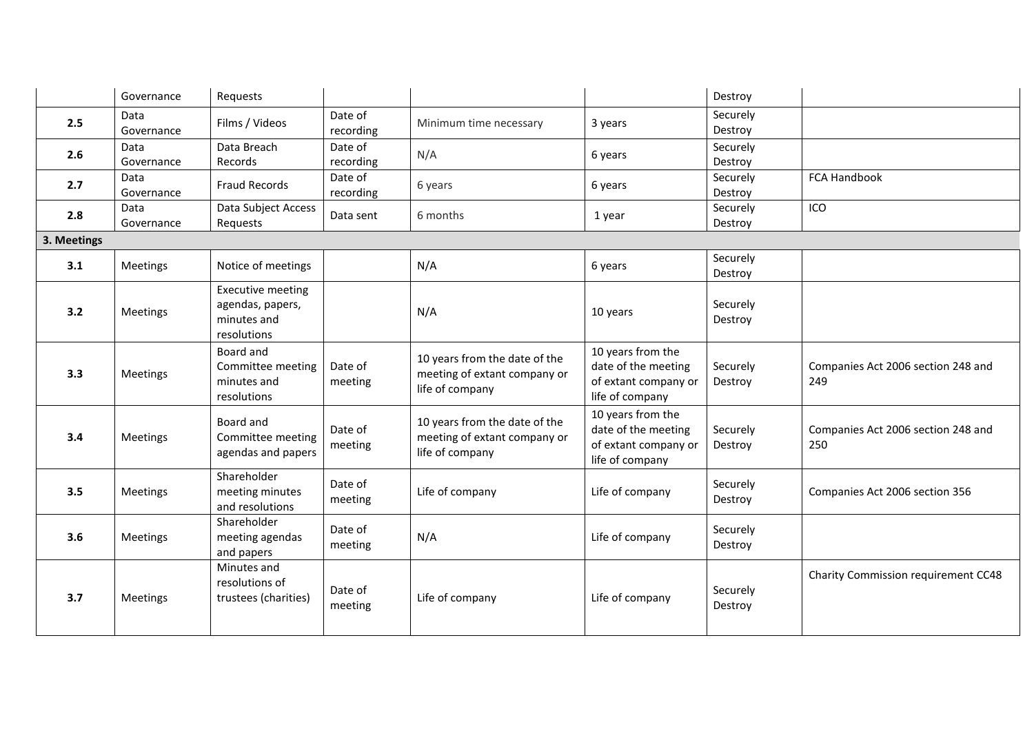|  | Governance | Requests |  |  |  | Destroy |  |
|---|---|---|---|---|---|---|---|
| **2.5** | Data Governance | Films / Videos | Date of recording | Minimum time necessary | 3 years | Securely Destroy |  |
| **2.6** | Data Governance | Data Breach Records | Date of recording | N/A | 6 years | Securely Destroy |  |
| **2.7** | Data Governance | Fraud Records | Date of recording | 6 years | 6 years | Securely Destroy | FCA Handbook |
| **2.8** | Data Governance | Data Subject Access Requests | Data sent | 6 months | 1 year | Securely Destroy | ICO |
| **3. Meetings** |  |  |  |  |  |  |  |
| **3.1** | Meetings | Notice of meetings |  | N/A | 6 years | Securely Destroy |  |
| **3.2** | Meetings | Executive meeting agendas, papers, minutes and resolutions |  | N/A | 10 years | Securely Destroy |  |
| **3.3** | Meetings | Board and Committee meeting minutes and resolutions | Date of meeting | 10 years from the date of the meeting of extant company or life of company | 10 years from the date of the meeting of extant company or life of company | Securely Destroy | Companies Act 2006 section 248 and 249 |
| **3.4** | Meetings | Board and Committee meeting agendas and papers | Date of meeting | 10 years from the date of the meeting of extant company or life of company | 10 years from the date of the meeting of extant company or life of company | Securely Destroy | Companies Act 2006 section 248 and 250 |
| **3.5** | Meetings | Shareholder meeting minutes and resolutions | Date of meeting | Life of company | Life of company | Securely Destroy | Companies Act 2006 section 356 |
| **3.6** | Meetings | Shareholder meeting agendas and papers | Date of meeting | N/A | Life of company | Securely Destroy |  |
| **3.7** | Meetings | Minutes and resolutions of trustees (charities) | Date of meeting | Life of company | Life of company | Securely Destroy | Charity Commission requirement CC48 |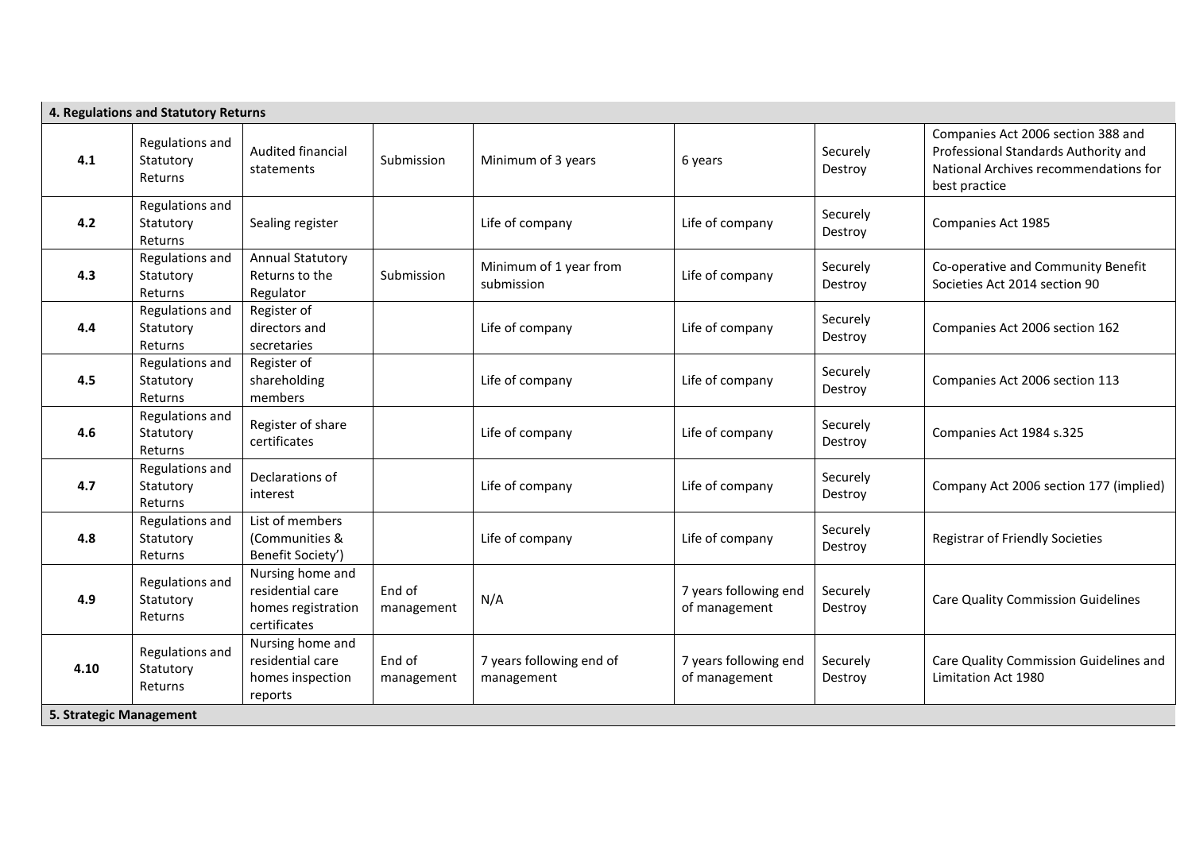| | | | | | | | |
|---|---|---|---|---|---|---|---|
| **4. Regulations and Statutory Returns** | | | | | | | |
| **4.1** | Regulations and Statutory Returns | Audited financial statements | Submission | Minimum of 3 years | 6 years | Securely Destroy | Companies Act 2006 section 388 and Professional Standards Authority and National Archives recommendations for best practice |
| **4.2** | Regulations and Statutory Returns | Sealing register | | Life of company | Life of company | Securely Destroy | Companies Act 1985 |
| **4.3** | Regulations and Statutory Returns | Annual Statutory Returns to the Regulator | Submission | Minimum of 1 year from submission | Life of company | Securely Destroy | Co-operative and Community Benefit Societies Act 2014 section 90 |
| **4.4** | Regulations and Statutory Returns | Register of directors and secretaries | | Life of company | Life of company | Securely Destroy | Companies Act 2006 section 162 |
| **4.5** | Regulations and Statutory Returns | Register of shareholding members | | Life of company | Life of company | Securely Destroy | Companies Act 2006 section 113 |
| **4.6** | Regulations and Statutory Returns | Register of share certificates | | Life of company | Life of company | Securely Destroy | Companies Act 1984 s.325 |
| **4.7** | Regulations and Statutory Returns | Declarations of interest | | Life of company | Life of company | Securely Destroy | Company Act 2006 section 177 (implied) |
| **4.8** | Regulations and Statutory Returns | List of members (Communities & Benefit Society') | | Life of company | Life of company | Securely Destroy | Registrar of Friendly Societies |
| **4.9** | Regulations and Statutory Returns | Nursing home and residential care homes registration certificates | End of management | N/A | 7 years following end of management | Securely Destroy | Care Quality Commission Guidelines |
| **4.10** | Regulations and Statutory Returns | Nursing home and residential care homes inspection reports | End of management | 7 years following end of management | 7 years following end of management | Securely Destroy | Care Quality Commission Guidelines and Limitation Act 1980 |
| **5. Strategic Management** | | | | | | | |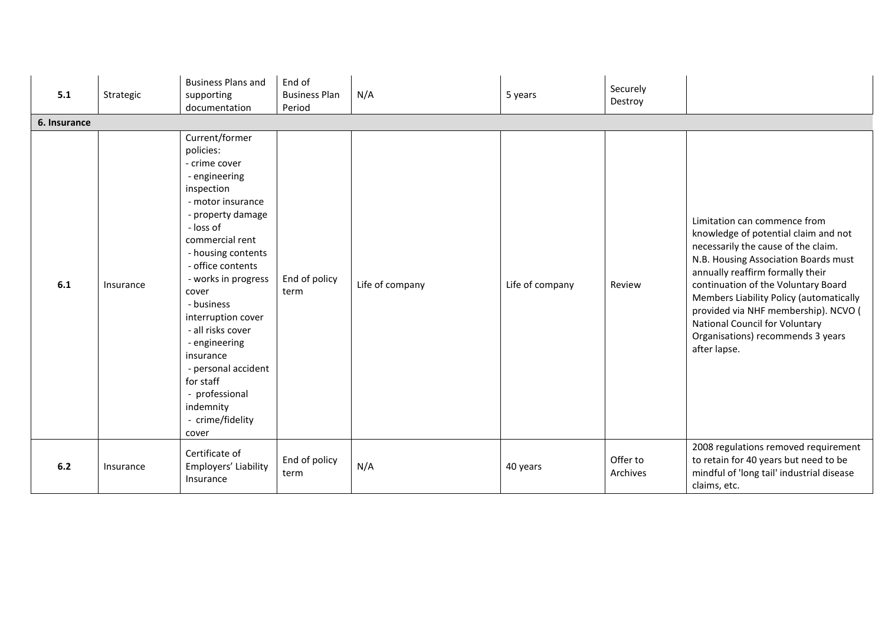| | | | | | | | |
|---|---|---|---|---|---|---|---|
| **5.1** | Strategic | Business Plans and supporting documentation | End of Business Plan Period | N/A | 5 years | Securely Destroy | |
| **6. Insurance** | | | | | | | |
| **6.1** | Insurance | Current/former policies: - crime cover - engineering inspection - motor insurance - property damage - loss of commercial rent - housing contents - office contents - works in progress cover - business interruption cover - all risks cover - engineering insurance - personal accident for staff - professional indemnity - crime/fidelity cover | End of policy term | Life of company | Life of company | Review | Limitation can commence from knowledge of potential claim and not necessarily the cause of the claim. N.B. Housing Association Boards must annually reaffirm formally their continuation of the Voluntary Board Members Liability Policy (automatically provided via NHF membership). NCVO ( National Council for Voluntary Organisations) recommends 3 years after lapse. |
| **6.2** | Insurance | Certificate of Employers' Liability Insurance | End of policy term | N/A | 40 years | Offer to Archives | 2008 regulations removed requirement to retain for 40 years but need to be mindful of 'long tail' industrial disease claims, etc. |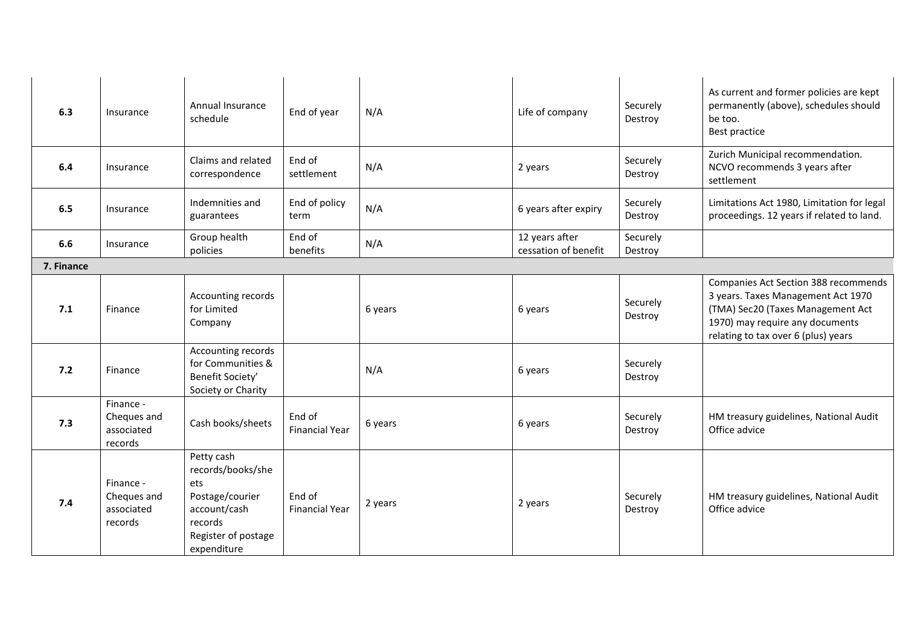| | | | | | | | |
|---|---|---|---|---|---|---|---|
| **6.3** | Insurance | Annual Insurance schedule | End of year | N/A | Life of company | Securely Destroy | As current and former policies are kept permanently (above), schedules should be too. Best practice |
| **6.4** | Insurance | Claims and related correspondence | End of settlement | N/A | 2 years | Securely Destroy | Zurich Municipal recommendation. NCVO recommends 3 years after settlement |
| **6.5** | Insurance | Indemnities and guarantees | End of policy term | N/A | 6 years after expiry | Securely Destroy | Limitations Act 1980, Limitation for legal proceedings. 12 years if related to land. |
| **6.6** | Insurance | Group health policies | End of benefits | N/A | 12 years after cessation of benefit | Securely Destroy | |
| **7. Finance** | | | | | | | |
| **7.1** | Finance | Accounting records for Limited Company | | 6 years | 6 years | Securely Destroy | Companies Act Section 388 recommends 3 years. Taxes Management Act 1970 (TMA) Sec20 (Taxes Management Act 1970) may require any documents relating to tax over 6 (plus) years |
| **7.2** | Finance | Accounting records for Communities & Benefit Society' Society or Charity | | N/A | 6 years | Securely Destroy | |
| **7.3** | Finance - Cheques and associated records | Cash books/sheets | End of Financial Year | 6 years | 6 years | Securely Destroy | HM treasury guidelines, National Audit Office advice |
| **7.4** | Finance - Cheques and associated records | Petty cash records/books/sheets Postage/courier account/cash records Register of postage expenditure | End of Financial Year | 2 years | 2 years | Securely Destroy | HM treasury guidelines, National Audit Office advice |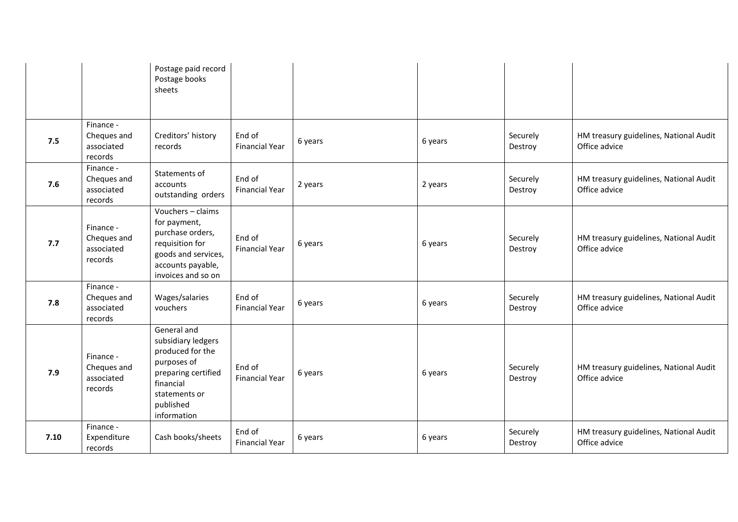| | | | | | | | |
|---|---|---|---|---|---|---|---|
| | | Postage paid record Postage books sheets | | | | | |
| **7.5** | Finance - Cheques and associated records | Creditors' history records | End of Financial Year | 6 years | 6 years | Securely Destroy | HM treasury guidelines, National Audit Office advice |
| **7.6** | Finance - Cheques and associated records | Statements of accounts outstanding orders | End of Financial Year | 2 years | 2 years | Securely Destroy | HM treasury guidelines, National Audit Office advice |
| **7.7** | Finance - Cheques and associated records | Vouchers – claims for payment, purchase orders, requisition for goods and services, accounts payable, invoices and so on | End of Financial Year | 6 years | 6 years | Securely Destroy | HM treasury guidelines, National Audit Office advice |
| **7.8** | Finance - Cheques and associated records | Wages/salaries vouchers | End of Financial Year | 6 years | 6 years | Securely Destroy | HM treasury guidelines, National Audit Office advice |
| **7.9** | Finance - Cheques and associated records | General and subsidiary ledgers produced for the purposes of preparing certified financial statements or published information | End of Financial Year | 6 years | 6 years | Securely Destroy | HM treasury guidelines, National Audit Office advice |
| **7.10** | Finance - Expenditure records | Cash books/sheets | End of Financial Year | 6 years | 6 years | Securely Destroy | HM treasury guidelines, National Audit Office advice |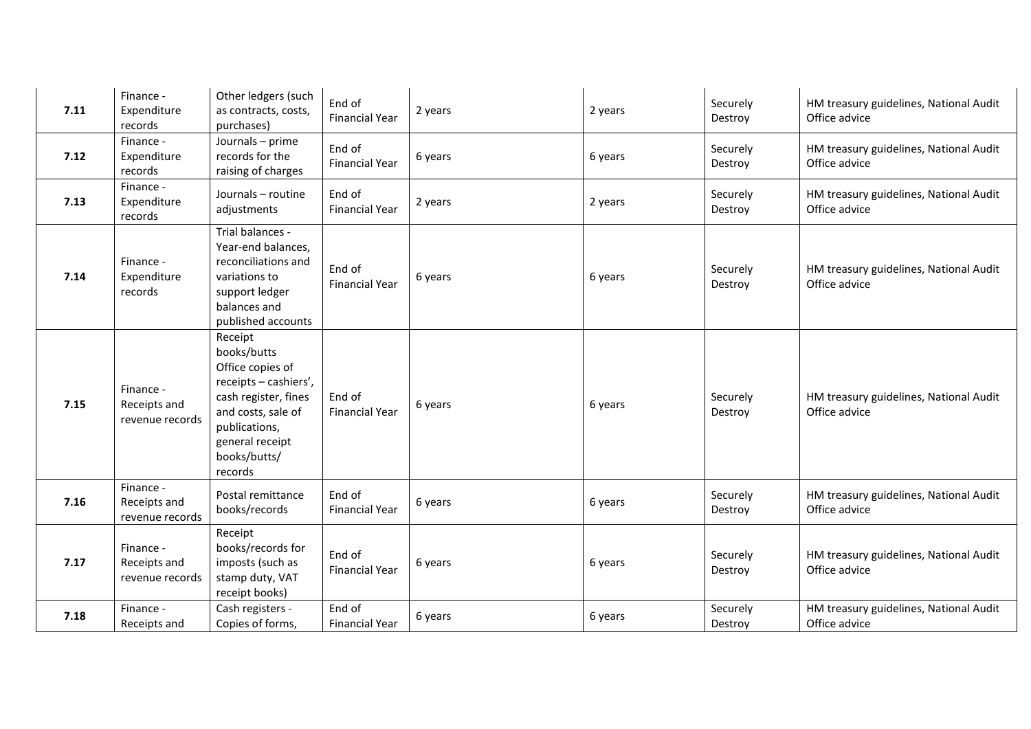| | | | | | | | |
|---|---|---|---|---|---|---|---|
| **7.11** | Finance - Expenditure records | Other ledgers (such as contracts, costs, purchases) | End of Financial Year | 2 years | 2 years | Securely Destroy | HM treasury guidelines, National Audit Office advice |
| **7.12** | Finance - Expenditure records | Journals – prime records for the raising of charges | End of Financial Year | 6 years | 6 years | Securely Destroy | HM treasury guidelines, National Audit Office advice |
| **7.13** | Finance - Expenditure records | Journals – routine adjustments | End of Financial Year | 2 years | 2 years | Securely Destroy | HM treasury guidelines, National Audit Office advice |
| **7.14** | Finance - Expenditure records | Trial balances - Year-end balances, reconciliations and variations to support ledger balances and published accounts | End of Financial Year | 6 years | 6 years | Securely Destroy | HM treasury guidelines, National Audit Office advice |
| **7.15** | Finance - Receipts and revenue records | Receipt books/butts Office copies of receipts – cashiers', cash register, fines and costs, sale of publications, general receipt books/butts/ records | End of Financial Year | 6 years | 6 years | Securely Destroy | HM treasury guidelines, National Audit Office advice |
| **7.16** | Finance - Receipts and revenue records | Postal remittance books/records | End of Financial Year | 6 years | 6 years | Securely Destroy | HM treasury guidelines, National Audit Office advice |
| **7.17** | Finance - Receipts and revenue records | Receipt books/records for imposts (such as stamp duty, VAT receipt books) | End of Financial Year | 6 years | 6 years | Securely Destroy | HM treasury guidelines, National Audit Office advice |
| **7.18** | Finance - Receipts and | Cash registers - Copies of forms, | End of Financial Year | 6 years | 6 years | Securely Destroy | HM treasury guidelines, National Audit Office advice |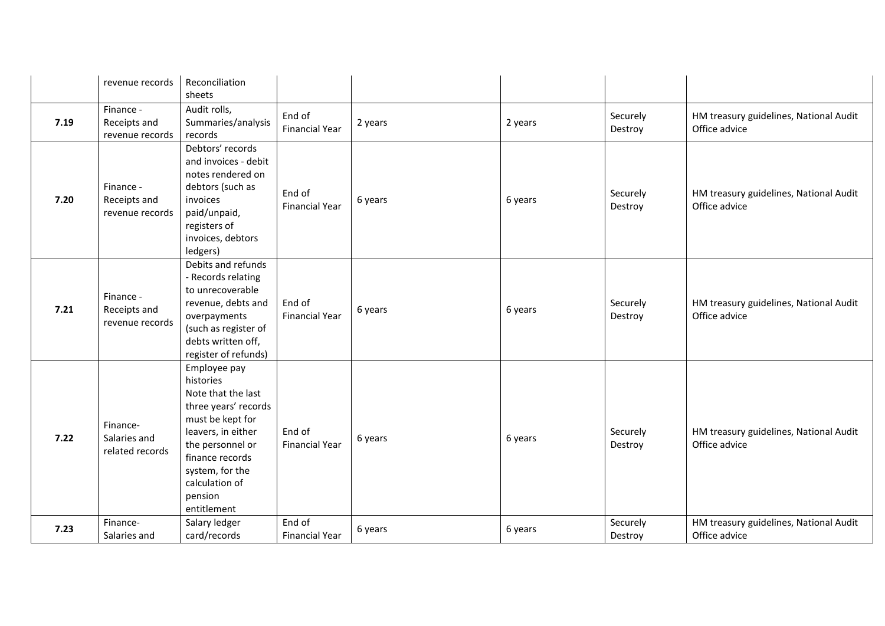| | | | | | | | |
|---|---|---|---|---|---|---|---|
| | revenue records | Reconciliation sheets | | | | | |
| **7.19** | Finance - Receipts and revenue records | Audit rolls, Summaries/analysis records | End of Financial Year | 2 years | 2 years | Securely Destroy | HM treasury guidelines, National Audit Office advice |
| **7.20** | Finance - Receipts and revenue records | Debtors' records and invoices - debit notes rendered on debtors (such as invoices paid/unpaid, registers of invoices, debtors ledgers) | End of Financial Year | 6 years | 6 years | Securely Destroy | HM treasury guidelines, National Audit Office advice |
| **7.21** | Finance - Receipts and revenue records | Debits and refunds - Records relating to unrecoverable revenue, debts and overpayments (such as register of debts written off, register of refunds) | End of Financial Year | 6 years | 6 years | Securely Destroy | HM treasury guidelines, National Audit Office advice |
| **7.22** | Finance- Salaries and related records | Employee pay histories Note that the last three years' records must be kept for leavers, in either the personnel or finance records system, for the calculation of pension entitlement | End of Financial Year | 6 years | 6 years | Securely Destroy | HM treasury guidelines, National Audit Office advice |
| **7.23** | Finance- Salaries and | Salary ledger card/records | End of Financial Year | 6 years | 6 years | Securely Destroy | HM treasury guidelines, National Audit Office advice |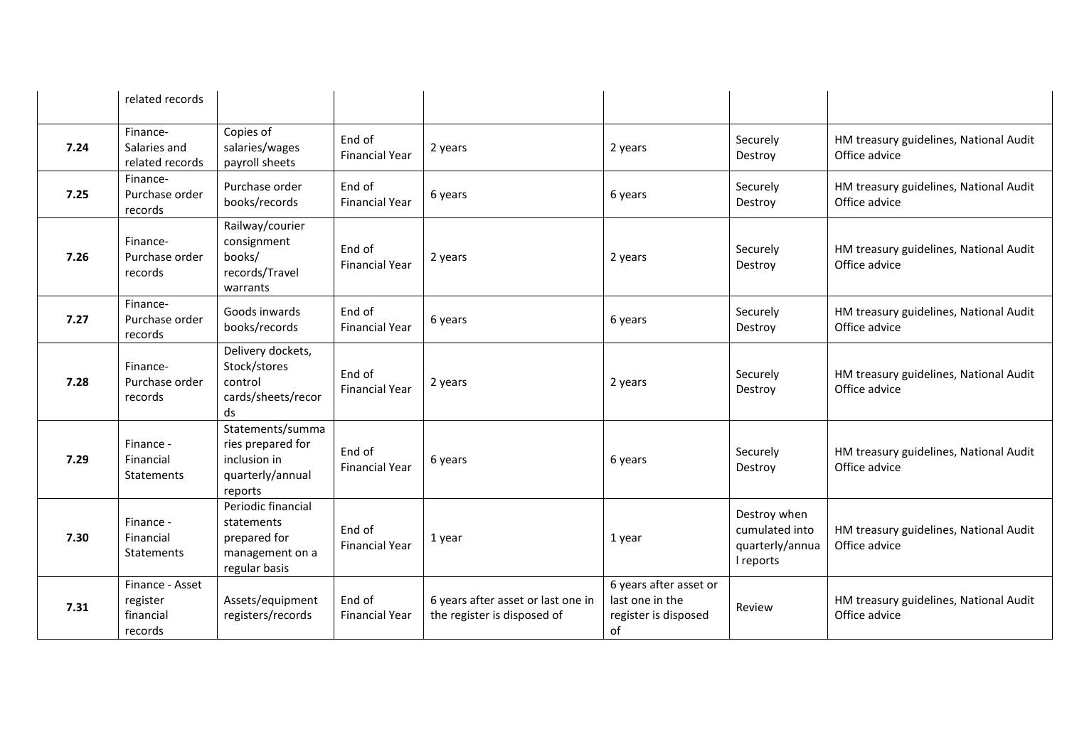| | | | | | | | |
|---|---|---|---|---|---|---|---|
| | related records | | | | | | |
| **7.24** | Finance- Salaries and related records | Copies of salaries/wages payroll sheets | End of Financial Year | 2 years | 2 years | Securely Destroy | HM treasury guidelines, National Audit Office advice |
| **7.25** | Finance- Purchase order records | Purchase order books/records | End of Financial Year | 6 years | 6 years | Securely Destroy | HM treasury guidelines, National Audit Office advice |
| **7.26** | Finance- Purchase order records | Railway/courier consignment books/ records/Travel warrants | End of Financial Year | 2 years | 2 years | Securely Destroy | HM treasury guidelines, National Audit Office advice |
| **7.27** | Finance- Purchase order records | Goods inwards books/records | End of Financial Year | 6 years | 6 years | Securely Destroy | HM treasury guidelines, National Audit Office advice |
| **7.28** | Finance- Purchase order records | Delivery dockets, Stock/stores control cards/sheets/records | End of Financial Year | 2 years | 2 years | Securely Destroy | HM treasury guidelines, National Audit Office advice |
| **7.29** | Finance - Financial Statements | Statements/summaries prepared for inclusion in quarterly/annual reports | End of Financial Year | 6 years | 6 years | Securely Destroy | HM treasury guidelines, National Audit Office advice |
| **7.30** | Finance - Financial Statements | Periodic financial statements prepared for management on a regular basis | End of Financial Year | 1 year | 1 year | Destroy when cumulated into quarterly/annual reports | HM treasury guidelines, National Audit Office advice |
| **7.31** | Finance - Asset register financial records | Assets/equipment registers/records | End of Financial Year | 6 years after asset or last one in the register is disposed of | 6 years after asset or last one in the register is disposed of | Review | HM treasury guidelines, National Audit Office advice |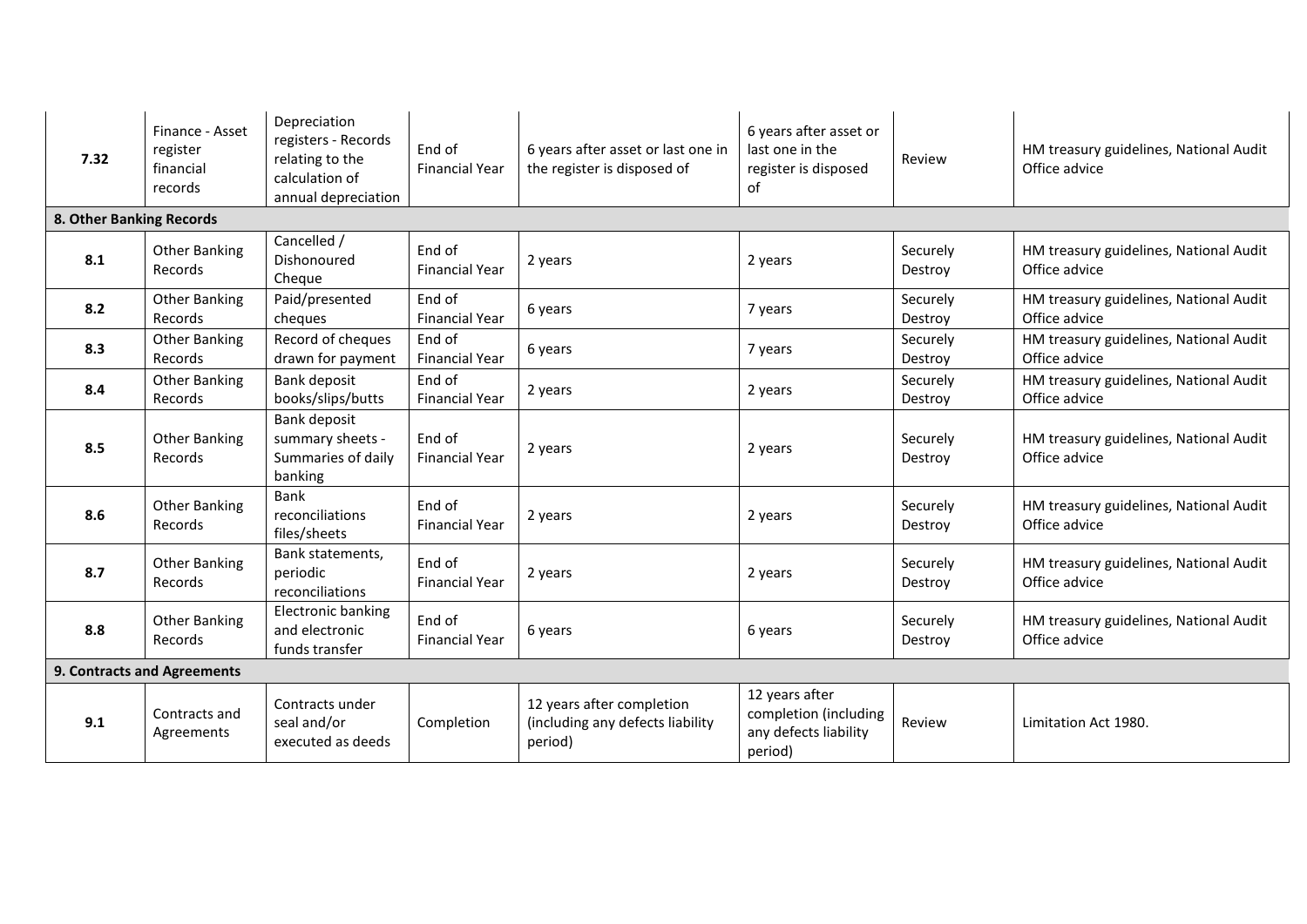| | | | | | | | |
|---|---|---|---|---|---|---|---|
| **7.32** | Finance - Asset register financial records | Depreciation registers - Records relating to the calculation of annual depreciation | End of Financial Year | 6 years after asset or last one in the register is disposed of | 6 years after asset or last one in the register is disposed of | Review | HM treasury guidelines, National Audit Office advice |
| **8. Other Banking Records** | | | | | | | |
| **8.1** | Other Banking Records | Cancelled / Dishonoured Cheque | End of Financial Year | 2 years | 2 years | Securely Destroy | HM treasury guidelines, National Audit Office advice |
| **8.2** | Other Banking Records | Paid/presented cheques | End of Financial Year | 6 years | 7 years | Securely Destroy | HM treasury guidelines, National Audit Office advice |
| **8.3** | Other Banking Records | Record of cheques drawn for payment | End of Financial Year | 6 years | 7 years | Securely Destroy | HM treasury guidelines, National Audit Office advice |
| **8.4** | Other Banking Records | Bank deposit books/slips/butts | End of Financial Year | 2 years | 2 years | Securely Destroy | HM treasury guidelines, National Audit Office advice |
| **8.5** | Other Banking Records | Bank deposit summary sheets - Summaries of daily banking | End of Financial Year | 2 years | 2 years | Securely Destroy | HM treasury guidelines, National Audit Office advice |
| **8.6** | Other Banking Records | Bank reconciliations files/sheets | End of Financial Year | 2 years | 2 years | Securely Destroy | HM treasury guidelines, National Audit Office advice |
| **8.7** | Other Banking Records | Bank statements, periodic reconciliations | End of Financial Year | 2 years | 2 years | Securely Destroy | HM treasury guidelines, National Audit Office advice |
| **8.8** | Other Banking Records | Electronic banking and electronic funds transfer | End of Financial Year | 6 years | 6 years | Securely Destroy | HM treasury guidelines, National Audit Office advice |
| **9. Contracts and Agreements** | | | | | | | |
| **9.1** | Contracts and Agreements | Contracts under seal and/or executed as deeds | Completion | 12 years after completion (including any defects liability period) | 12 years after completion (including any defects liability period) | Review | Limitation Act 1980. |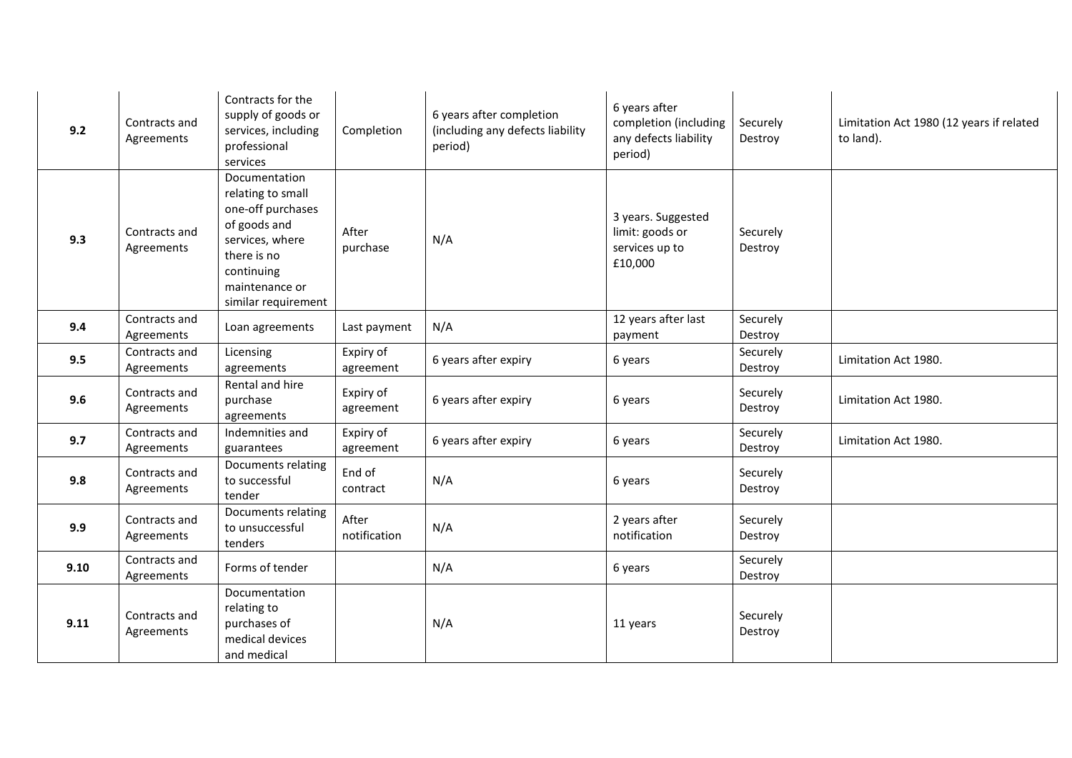| | | | | | | | |
|---|---|---|---|---|---|---|---|
| **9.2** | Contracts and Agreements | Contracts for the supply of goods or services, including professional services | Completion | 6 years after completion (including any defects liability period) | 6 years after completion (including any defects liability period) | Securely Destroy | Limitation Act 1980 (12 years if related to land). |
| **9.3** | Contracts and Agreements | Documentation relating to small one-off purchases of goods and services, where there is no continuing maintenance or similar requirement | After purchase | N/A | 3 years. Suggested limit: goods or services up to £10,000 | Securely Destroy | |
| **9.4** | Contracts and Agreements | Loan agreements | Last payment | N/A | 12 years after last payment | Securely Destroy | |
| **9.5** | Contracts and Agreements | Licensing agreements | Expiry of agreement | 6 years after expiry | 6 years | Securely Destroy | Limitation Act 1980. |
| **9.6** | Contracts and Agreements | Rental and hire purchase agreements | Expiry of agreement | 6 years after expiry | 6 years | Securely Destroy | Limitation Act 1980. |
| **9.7** | Contracts and Agreements | Indemnities and guarantees | Expiry of agreement | 6 years after expiry | 6 years | Securely Destroy | Limitation Act 1980. |
| **9.8** | Contracts and Agreements | Documents relating to successful tender | End of contract | N/A | 6 years | Securely Destroy | |
| **9.9** | Contracts and Agreements | Documents relating to unsuccessful tenders | After notification | N/A | 2 years after notification | Securely Destroy | |
| **9.10** | Contracts and Agreements | Forms of tender | | N/A | 6 years | Securely Destroy | |
| **9.11** | Contracts and Agreements | Documentation relating to purchases of medical devices and medical | | N/A | 11 years | Securely Destroy | |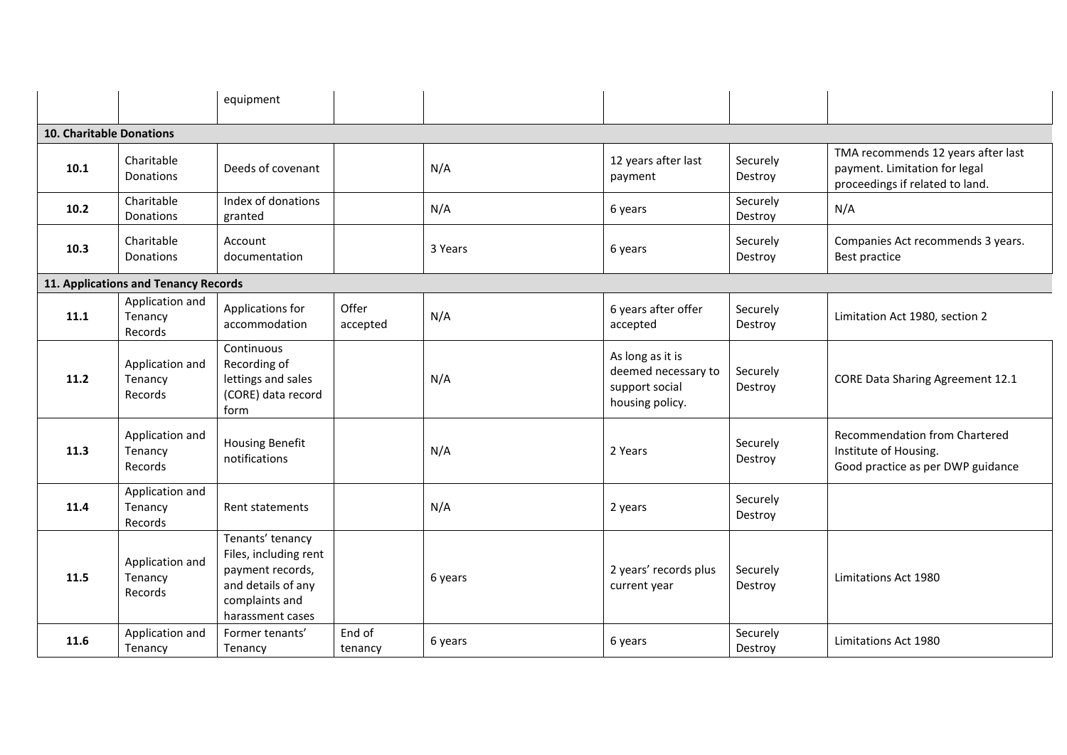| | | | | | | | |
|---|---|---|---|---|---|---|---|
| | | equipment | | | | | |
| **10. Charitable Donations** | | | | | | | |
| **10.1** | Charitable Donations | Deeds of covenant | | N/A | 12 years after last payment | Securely Destroy | TMA recommends 12 years after last payment. Limitation for legal proceedings if related to land. |
| **10.2** | Charitable Donations | Index of donations granted | | N/A | 6 years | Securely Destroy | N/A |
| **10.3** | Charitable Donations | Account documentation | | 3 Years | 6 years | Securely Destroy | Companies Act recommends 3 years. Best practice |
| **11. Applications and Tenancy Records** | | | | | | | |
| **11.1** | Application and Tenancy Records | Applications for accommodation | Offer accepted | N/A | 6 years after offer accepted | Securely Destroy | Limitation Act 1980, section 2 |
| **11.2** | Application and Tenancy Records | Continuous Recording of lettings and sales (CORE) data record form | | N/A | As long as it is deemed necessary to support social housing policy. | Securely Destroy | CORE Data Sharing Agreement 12.1 |
| **11.3** | Application and Tenancy Records | Housing Benefit notifications | | N/A | 2 Years | Securely Destroy | Recommendation from Chartered Institute of Housing. Good practice as per DWP guidance |
| **11.4** | Application and Tenancy Records | Rent statements | | N/A | 2 years | Securely Destroy | |
| **11.5** | Application and Tenancy Records | Tenants' tenancy Files, including rent payment records, and details of any complaints and harassment cases | | 6 years | 2 years' records plus current year | Securely Destroy | Limitations Act 1980 |
| **11.6** | Application and Tenancy | Former tenants' Tenancy | End of tenancy | 6 years | 6 years | Securely Destroy | Limitations Act 1980 |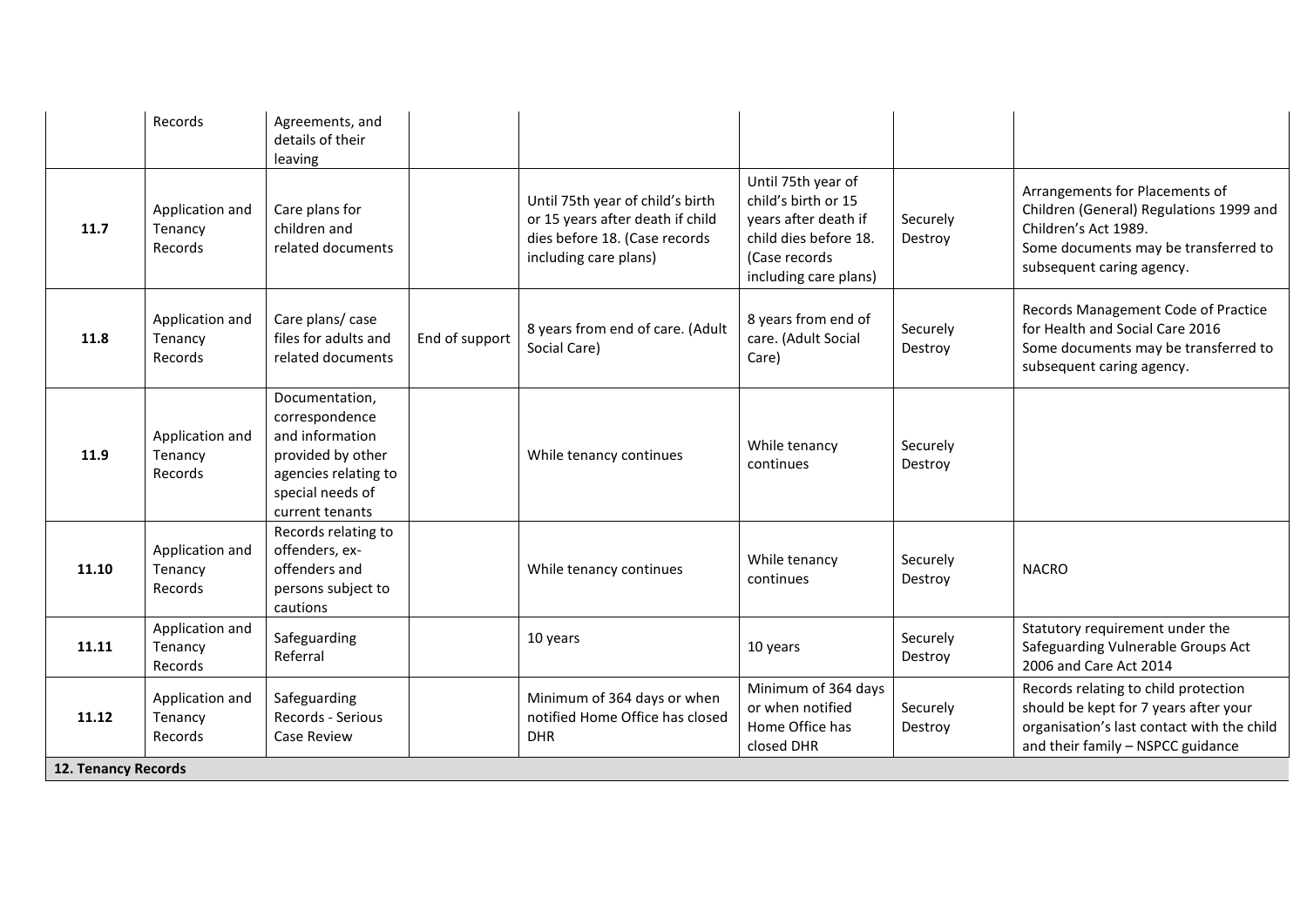| | | | | | | | |
|---|---|---|---|---|---|---|---|
| | Records | Agreements, and details of their leaving | | | | | |
| **11.7** | Application and Tenancy Records | Care plans for children and related documents | | Until 75th year of child's birth or 15 years after death if child dies before 18. (Case records including care plans) | Until 75th year of child's birth or 15 years after death if child dies before 18. (Case records including care plans) | Securely Destroy | Arrangements for Placements of Children (General) Regulations 1999 and Children's Act 1989. Some documents may be transferred to subsequent caring agency. |
| **11.8** | Application and Tenancy Records | Care plans/ case files for adults and related documents | End of support | 8 years from end of care. (Adult Social Care) | 8 years from end of care. (Adult Social Care) | Securely Destroy | Records Management Code of Practice for Health and Social Care 2016 Some documents may be transferred to subsequent caring agency. |
| **11.9** | Application and Tenancy Records | Documentation, correspondence and information provided by other agencies relating to special needs of current tenants | | While tenancy continues | While tenancy continues | Securely Destroy | |
| **11.10** | Application and Tenancy Records | Records relating to offenders, ex-offenders and persons subject to cautions | | While tenancy continues | While tenancy continues | Securely Destroy | NACRO |
| **11.11** | Application and Tenancy Records | Safeguarding Referral | | 10 years | 10 years | Securely Destroy | Statutory requirement under the Safeguarding Vulnerable Groups Act 2006 and Care Act 2014 |
| **11.12** | Application and Tenancy Records | Safeguarding Records - Serious Case Review | | Minimum of 364 days or when notified Home Office has closed DHR | Minimum of 364 days or when notified Home Office has closed DHR | Securely Destroy | Records relating to child protection should be kept for 7 years after your organisation's last contact with the child and their family – NSPCC guidance |
| **12. Tenancy Records** | | | | | | | |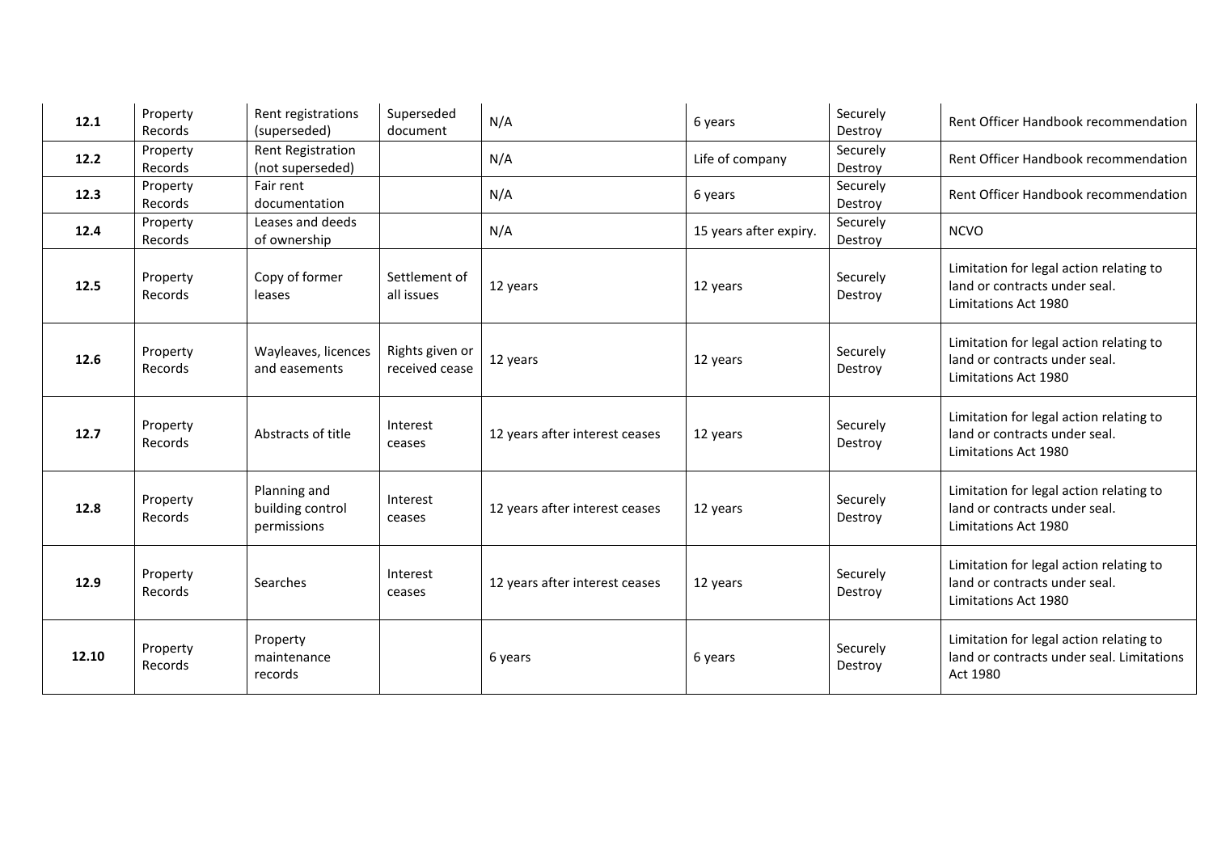| | | | | | | | |
|---|---|---|---|---|---|---|---|
| **12.1** | Property Records | Rent registrations (superseded) | Superseded document | N/A | 6 years | Securely Destroy | Rent Officer Handbook recommendation |
| **12.2** | Property Records | Rent Registration (not superseded) | | N/A | Life of company | Securely Destroy | Rent Officer Handbook recommendation |
| **12.3** | Property Records | Fair rent documentation | | N/A | 6 years | Securely Destroy | Rent Officer Handbook recommendation |
| **12.4** | Property Records | Leases and deeds of ownership | | N/A | 15 years after expiry. | Securely Destroy | NCVO |
| **12.5** | Property Records | Copy of former leases | Settlement of all issues | 12 years | 12 years | Securely Destroy | Limitation for legal action relating to land or contracts under seal. Limitations Act 1980 |
| **12.6** | Property Records | Wayleaves, licences and easements | Rights given or received cease | 12 years | 12 years | Securely Destroy | Limitation for legal action relating to land or contracts under seal. Limitations Act 1980 |
| **12.7** | Property Records | Abstracts of title | Interest ceases | 12 years after interest ceases | 12 years | Securely Destroy | Limitation for legal action relating to land or contracts under seal. Limitations Act 1980 |
| **12.8** | Property Records | Planning and building control permissions | Interest ceases | 12 years after interest ceases | 12 years | Securely Destroy | Limitation for legal action relating to land or contracts under seal. Limitations Act 1980 |
| **12.9** | Property Records | Searches | Interest ceases | 12 years after interest ceases | 12 years | Securely Destroy | Limitation for legal action relating to land or contracts under seal. Limitations Act 1980 |
| **12.10** | Property Records | Property maintenance records | | 6 years | 6 years | Securely Destroy | Limitation for legal action relating to land or contracts under seal. Limitations Act 1980 |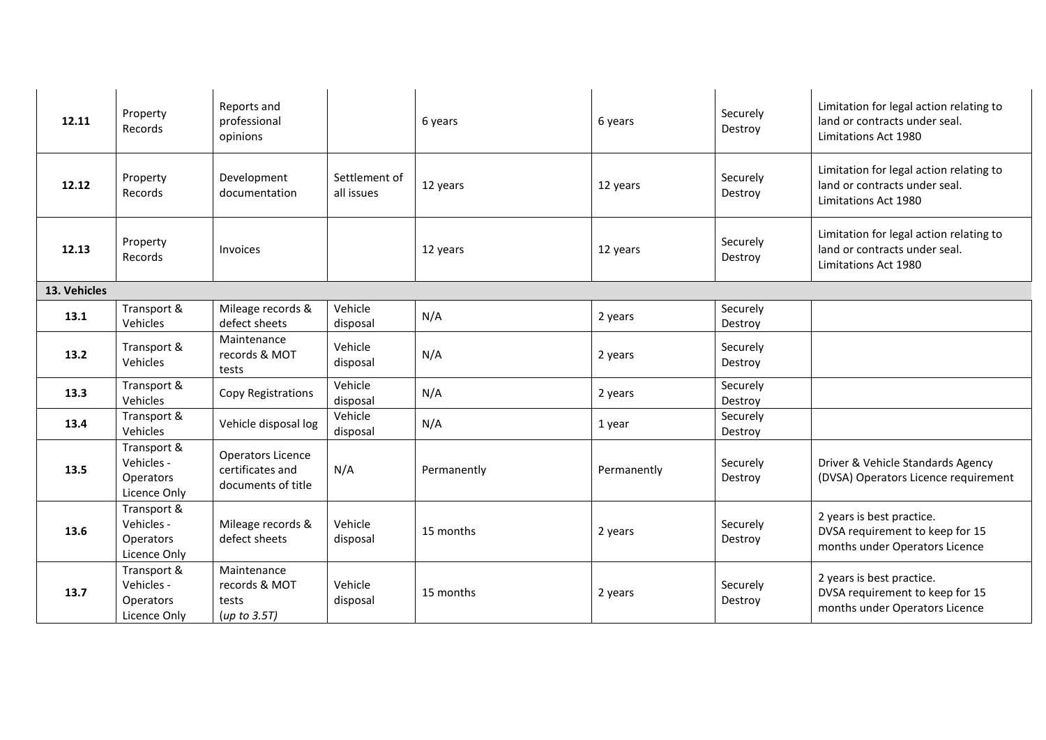| | | | | | | | |
|---|---|---|---|---|---|---|---|
| **12.11** | Property Records | Reports and professional opinions | | 6 years | 6 years | Securely Destroy | Limitation for legal action relating to land or contracts under seal. Limitations Act 1980 |
| **12.12** | Property Records | Development documentation | Settlement of all issues | 12 years | 12 years | Securely Destroy | Limitation for legal action relating to land or contracts under seal. Limitations Act 1980 |
| **12.13** | Property Records | Invoices | | 12 years | 12 years | Securely Destroy | Limitation for legal action relating to land or contracts under seal. Limitations Act 1980 |
| **13. Vehicles** | | | | | | | |
| **13.1** | Transport & Vehicles | Mileage records & defect sheets | Vehicle disposal | N/A | 2 years | Securely Destroy | |
| **13.2** | Transport & Vehicles | Maintenance records & MOT tests | Vehicle disposal | N/A | 2 years | Securely Destroy | |
| **13.3** | Transport & Vehicles | Copy Registrations | Vehicle disposal | N/A | 2 years | Securely Destroy | |
| **13.4** | Transport & Vehicles | Vehicle disposal log | Vehicle disposal | N/A | 1 year | Securely Destroy | |
| **13.5** | Transport & Vehicles - Operators Licence Only | Operators Licence certificates and documents of title | N/A | Permanently | Permanently | Securely Destroy | Driver & Vehicle Standards Agency (DVSA) Operators Licence requirement |
| **13.6** | Transport & Vehicles - Operators Licence Only | Mileage records & defect sheets | Vehicle disposal | 15 months | 2 years | Securely Destroy | 2 years is best practice. DVSA requirement to keep for 15 months under Operators Licence |
| **13.7** | Transport & Vehicles - Operators Licence Only | Maintenance records & MOT tests (*up to 3.5T*) | Vehicle disposal | 15 months | 2 years | Securely Destroy | 2 years is best practice. DVSA requirement to keep for 15 months under Operators Licence |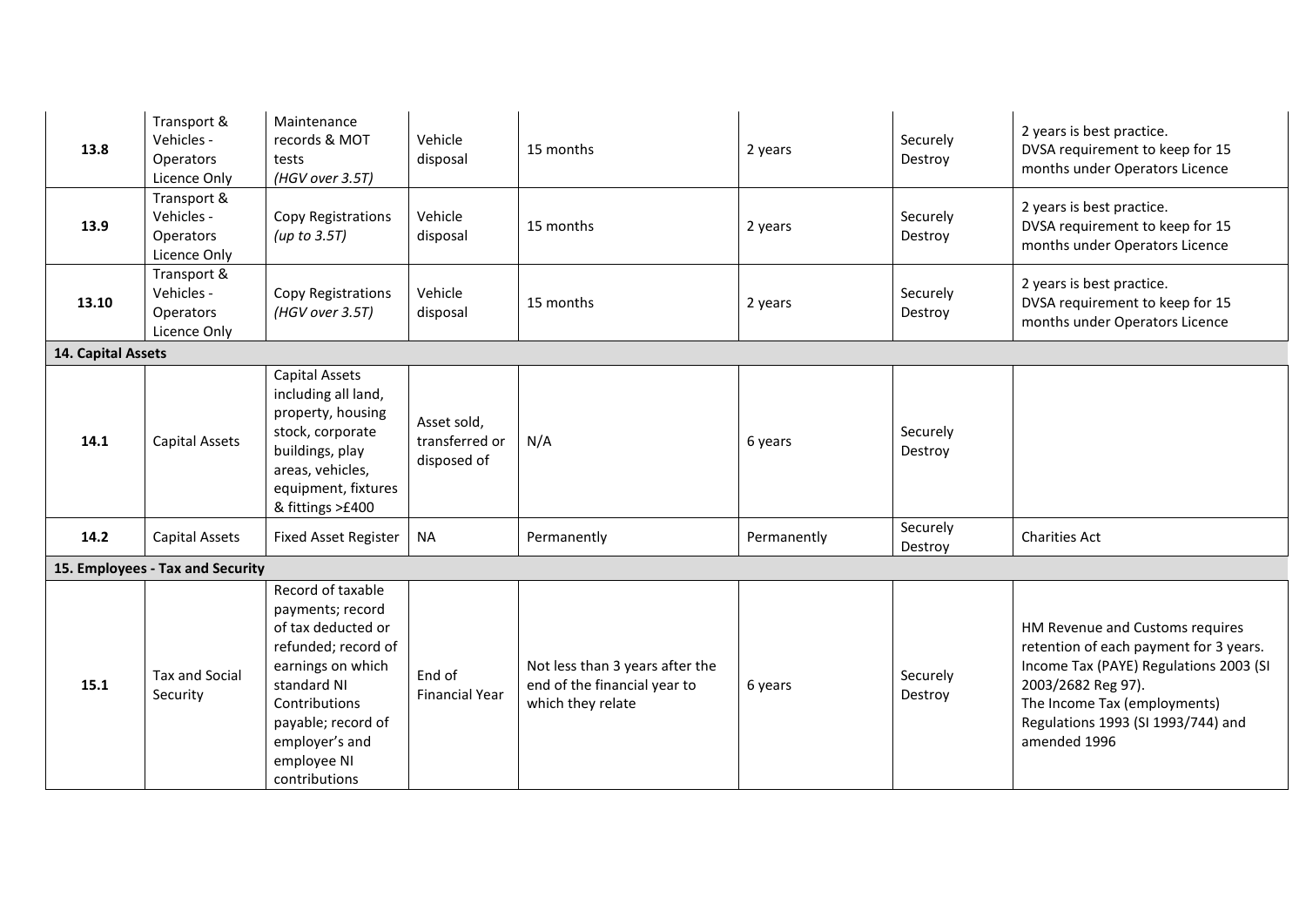| | | | | | | | |
|---|---|---|---|---|---|---|---|
| **13.8** | Transport & Vehicles - Operators Licence Only | Maintenance records & MOT tests *(HGV over 3.5T)* | Vehicle disposal | 15 months | 2 years | Securely Destroy | 2 years is best practice. DVSA requirement to keep for 15 months under Operators Licence |
| **13.9** | Transport & Vehicles - Operators Licence Only | Copy Registrations *(up to 3.5T)* | Vehicle disposal | 15 months | 2 years | Securely Destroy | 2 years is best practice. DVSA requirement to keep for 15 months under Operators Licence |
| **13.10** | Transport & Vehicles - Operators Licence Only | Copy Registrations *(HGV over 3.5T)* | Vehicle disposal | 15 months | 2 years | Securely Destroy | 2 years is best practice. DVSA requirement to keep for 15 months under Operators Licence |
| **14. Capital Assets** | | | | | | | |
| **14.1** | Capital Assets | Capital Assets including all land, property, housing stock, corporate buildings, play areas, vehicles, equipment, fixtures & fittings >£400 | Asset sold, transferred or disposed of | N/A | 6 years | Securely Destroy | |
| **14.2** | Capital Assets | Fixed Asset Register | NA | Permanently | Permanently | Securely Destroy | Charities Act |
| **15. Employees - Tax and Security** | | | | | | | |
| **15.1** | Tax and Social Security | Record of taxable payments; record of tax deducted or refunded; record of earnings on which standard NI Contributions payable; record of employer's and employee NI contributions | End of Financial Year | Not less than 3 years after the end of the financial year to which they relate | 6 years | Securely Destroy | HM Revenue and Customs requires retention of each payment for 3 years. Income Tax (PAYE) Regulations 2003 (SI 2003/2682 Reg 97). The Income Tax (employments) Regulations 1993 (SI 1993/744) and amended 1996 |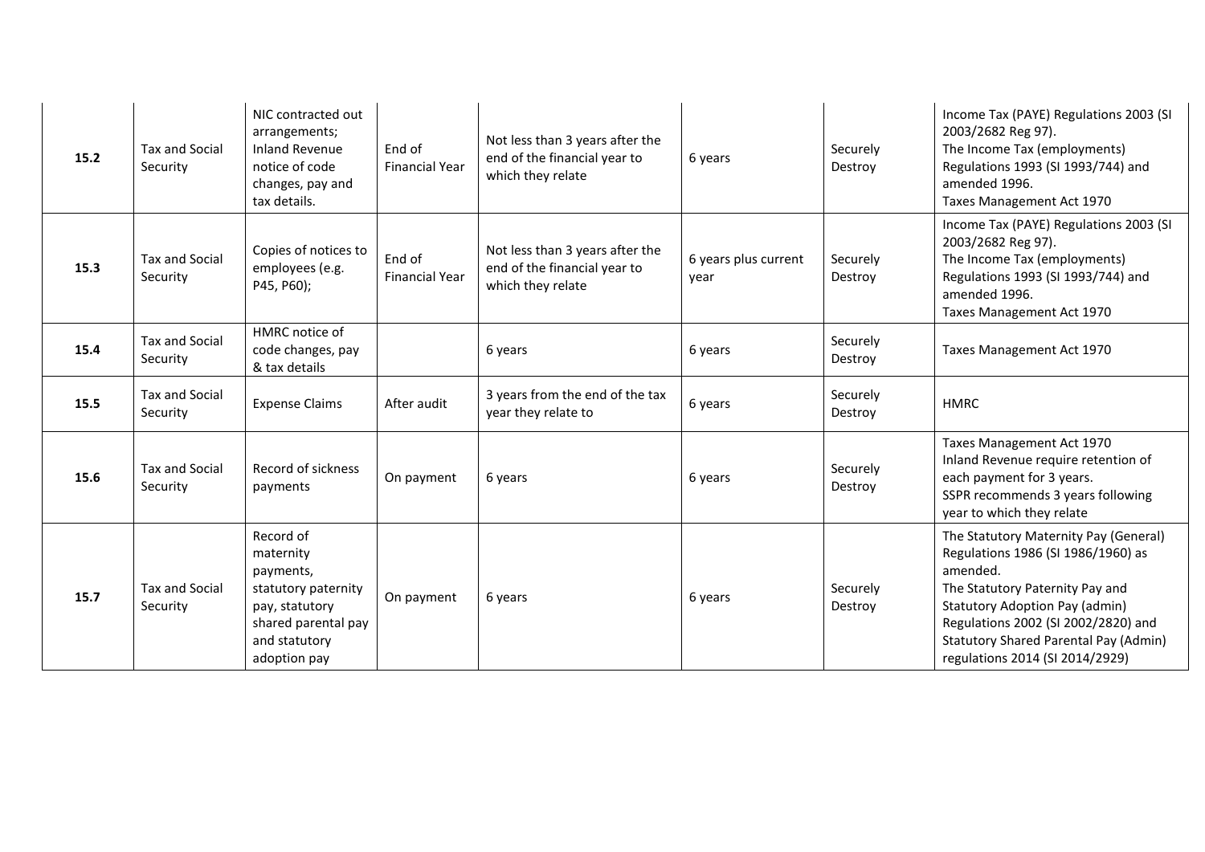| | | | | | | | |
|---|---|---|---|---|---|---|---|
| **15.2** | Tax and Social Security | NIC contracted out arrangements; Inland Revenue notice of code changes, pay and tax details. | End of Financial Year | Not less than 3 years after the end of the financial year to which they relate | 6 years | Securely Destroy | Income Tax (PAYE) Regulations 2003 (SI 2003/2682 Reg 97). The Income Tax (employments) Regulations 1993 (SI 1993/744) and amended 1996. Taxes Management Act 1970 |
| **15.3** | Tax and Social Security | Copies of notices to employees (e.g. P45, P60); | End of Financial Year | Not less than 3 years after the end of the financial year to which they relate | 6 years plus current year | Securely Destroy | Income Tax (PAYE) Regulations 2003 (SI 2003/2682 Reg 97). The Income Tax (employments) Regulations 1993 (SI 1993/744) and amended 1996. Taxes Management Act 1970 |
| **15.4** | Tax and Social Security | HMRC notice of code changes, pay & tax details | | 6 years | 6 years | Securely Destroy | Taxes Management Act 1970 |
| **15.5** | Tax and Social Security | Expense Claims | After audit | 3 years from the end of the tax year they relate to | 6 years | Securely Destroy | HMRC |
| **15.6** | Tax and Social Security | Record of sickness payments | On payment | 6 years | 6 years | Securely Destroy | Taxes Management Act 1970 Inland Revenue require retention of each payment for 3 years. SSPR recommends 3 years following year to which they relate |
| **15.7** | Tax and Social Security | Record of maternity payments, statutory paternity pay, statutory shared parental pay and statutory adoption pay | On payment | 6 years | 6 years | Securely Destroy | The Statutory Maternity Pay (General) Regulations 1986 (SI 1986/1960) as amended. The Statutory Paternity Pay and Statutory Adoption Pay (admin) Regulations 2002 (SI 2002/2820) and Statutory Shared Parental Pay (Admin) regulations 2014 (SI 2014/2929) |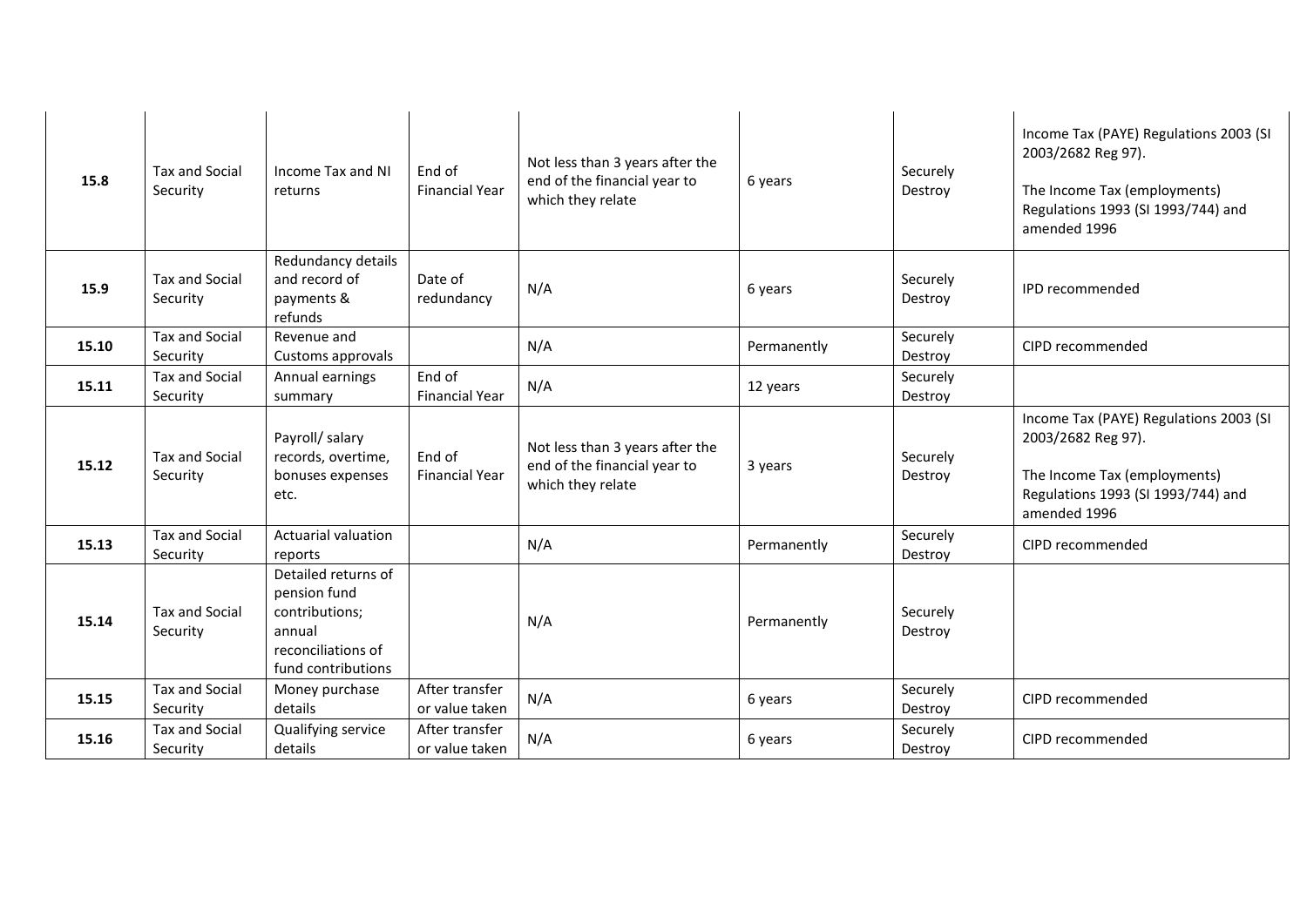| | | | | | | | |
|---|---|---|---|---|---|---|---|
| **15.8** | Tax and Social Security | Income Tax and NI returns | End of Financial Year | Not less than 3 years after the end of the financial year to which they relate | 6 years | Securely Destroy | Income Tax (PAYE) Regulations 2003 (SI 2003/2682 Reg 97).<br><br>The Income Tax (employments) Regulations 1993 (SI 1993/744) and amended 1996 |
| **15.9** | Tax and Social Security | Redundancy details and record of payments & refunds | Date of redundancy | N/A | 6 years | Securely Destroy | IPD recommended |
| **15.10** | Tax and Social Security | Revenue and Customs approvals | | N/A | Permanently | Securely Destroy | CIPD recommended |
| **15.11** | Tax and Social Security | Annual earnings summary | End of Financial Year | N/A | 12 years | Securely Destroy | |
| **15.12** | Tax and Social Security | Payroll/ salary records, overtime, bonuses expenses etc. | End of Financial Year | Not less than 3 years after the end of the financial year to which they relate | 3 years | Securely Destroy | Income Tax (PAYE) Regulations 2003 (SI 2003/2682 Reg 97).<br><br>The Income Tax (employments) Regulations 1993 (SI 1993/744) and amended 1996 |
| **15.13** | Tax and Social Security | Actuarial valuation reports | | N/A | Permanently | Securely Destroy | CIPD recommended |
| **15.14** | Tax and Social Security | Detailed returns of pension fund contributions; annual reconciliations of fund contributions | | N/A | Permanently | Securely Destroy | |
| **15.15** | Tax and Social Security | Money purchase details | After transfer or value taken | N/A | 6 years | Securely Destroy | CIPD recommended |
| **15.16** | Tax and Social Security | Qualifying service details | After transfer or value taken | N/A | 6 years | Securely Destroy | CIPD recommended |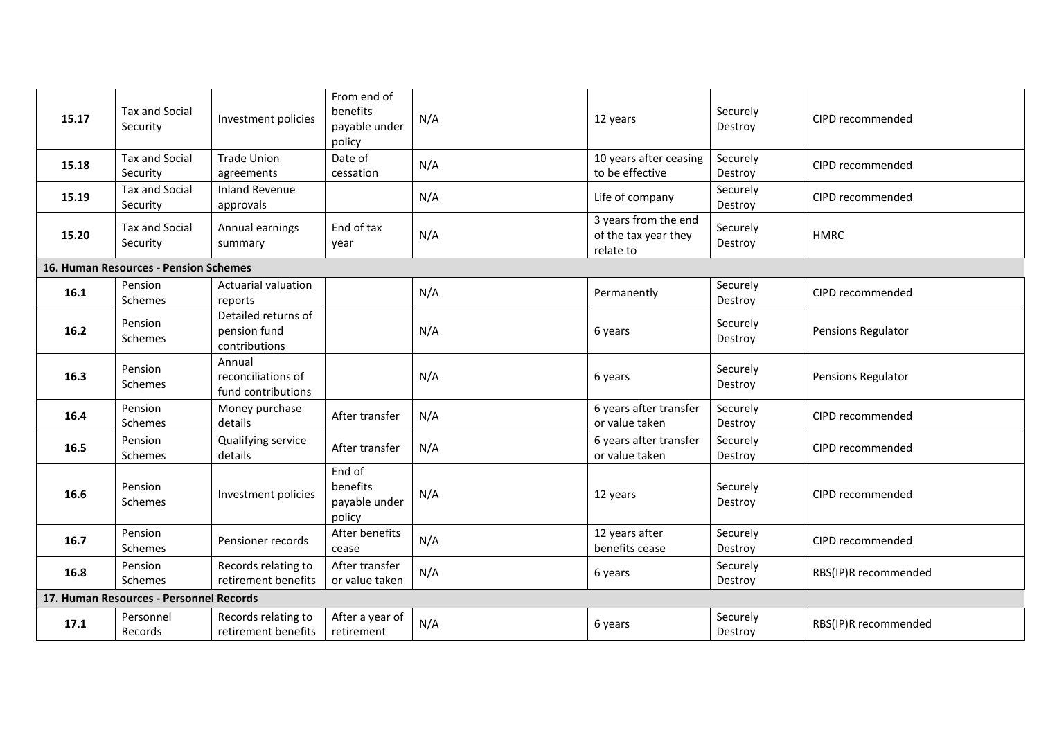| | | | | | | | |
|---|---|---|---|---|---|---|---|
| **15.17** | Tax and Social Security | Investment policies | From end of benefits payable under policy | N/A | 12 years | Securely Destroy | CIPD recommended |
| **15.18** | Tax and Social Security | Trade Union agreements | Date of cessation | N/A | 10 years after ceasing to be effective | Securely Destroy | CIPD recommended |
| **15.19** | Tax and Social Security | Inland Revenue approvals | | N/A | Life of company | Securely Destroy | CIPD recommended |
| **15.20** | Tax and Social Security | Annual earnings summary | End of tax year | N/A | 3 years from the end of the tax year they relate to | Securely Destroy | HMRC |
| **16. Human Resources - Pension Schemes** | | | | | | | |
| **16.1** | Pension Schemes | Actuarial valuation reports | | N/A | Permanently | Securely Destroy | CIPD recommended |
| **16.2** | Pension Schemes | Detailed returns of pension fund contributions | | N/A | 6 years | Securely Destroy | Pensions Regulator |
| **16.3** | Pension Schemes | Annual reconciliations of fund contributions | | N/A | 6 years | Securely Destroy | Pensions Regulator |
| **16.4** | Pension Schemes | Money purchase details | After transfer | N/A | 6 years after transfer or value taken | Securely Destroy | CIPD recommended |
| **16.5** | Pension Schemes | Qualifying service details | After transfer | N/A | 6 years after transfer or value taken | Securely Destroy | CIPD recommended |
| **16.6** | Pension Schemes | Investment policies | End of benefits payable under policy | N/A | 12 years | Securely Destroy | CIPD recommended |
| **16.7** | Pension Schemes | Pensioner records | After benefits cease | N/A | 12 years after benefits cease | Securely Destroy | CIPD recommended |
| **16.8** | Pension Schemes | Records relating to retirement benefits | After transfer or value taken | N/A | 6 years | Securely Destroy | RBS(IP)R recommended |
| **17. Human Resources - Personnel Records** | | | | | | | |
| **17.1** | Personnel Records | Records relating to retirement benefits | After a year of retirement | N/A | 6 years | Securely Destroy | RBS(IP)R recommended |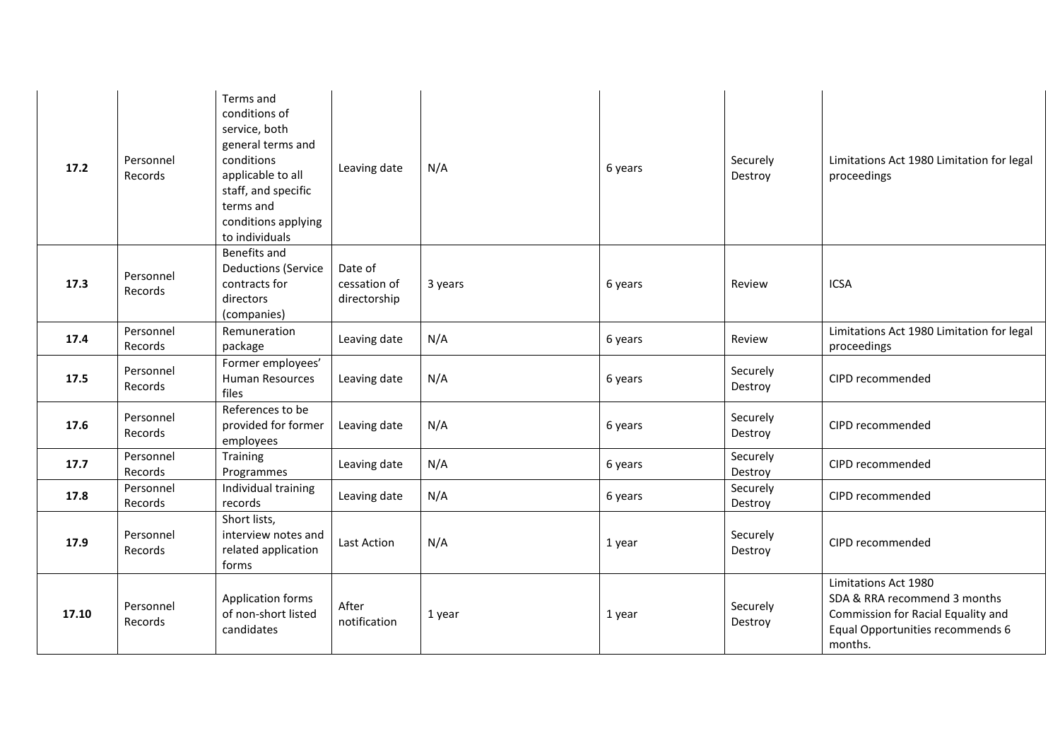| | | | | | | | |
|---|---|---|---|---|---|---|---|
| **17.2** | Personnel Records | Terms and conditions of service, both general terms and conditions applicable to all staff, and specific terms and conditions applying to individuals | Leaving date | N/A | 6 years | Securely Destroy | Limitations Act 1980 Limitation for legal proceedings |
| **17.3** | Personnel Records | Benefits and Deductions (Service contracts for directors (companies) | Date of cessation of directorship | 3 years | 6 years | Review | ICSA |
| **17.4** | Personnel Records | Remuneration package | Leaving date | N/A | 6 years | Review | Limitations Act 1980 Limitation for legal proceedings |
| **17.5** | Personnel Records | Former employees' Human Resources files | Leaving date | N/A | 6 years | Securely Destroy | CIPD recommended |
| **17.6** | Personnel Records | References to be provided for former employees | Leaving date | N/A | 6 years | Securely Destroy | CIPD recommended |
| **17.7** | Personnel Records | Training Programmes | Leaving date | N/A | 6 years | Securely Destroy | CIPD recommended |
| **17.8** | Personnel Records | Individual training records | Leaving date | N/A | 6 years | Securely Destroy | CIPD recommended |
| **17.9** | Personnel Records | Short lists, interview notes and related application forms | Last Action | N/A | 1 year | Securely Destroy | CIPD recommended |
| **17.10** | Personnel Records | Application forms of non-short listed candidates | After notification | 1 year | 1 year | Securely Destroy | Limitations Act 1980 SDA & RRA recommend 3 months Commission for Racial Equality and Equal Opportunities recommends 6 months. |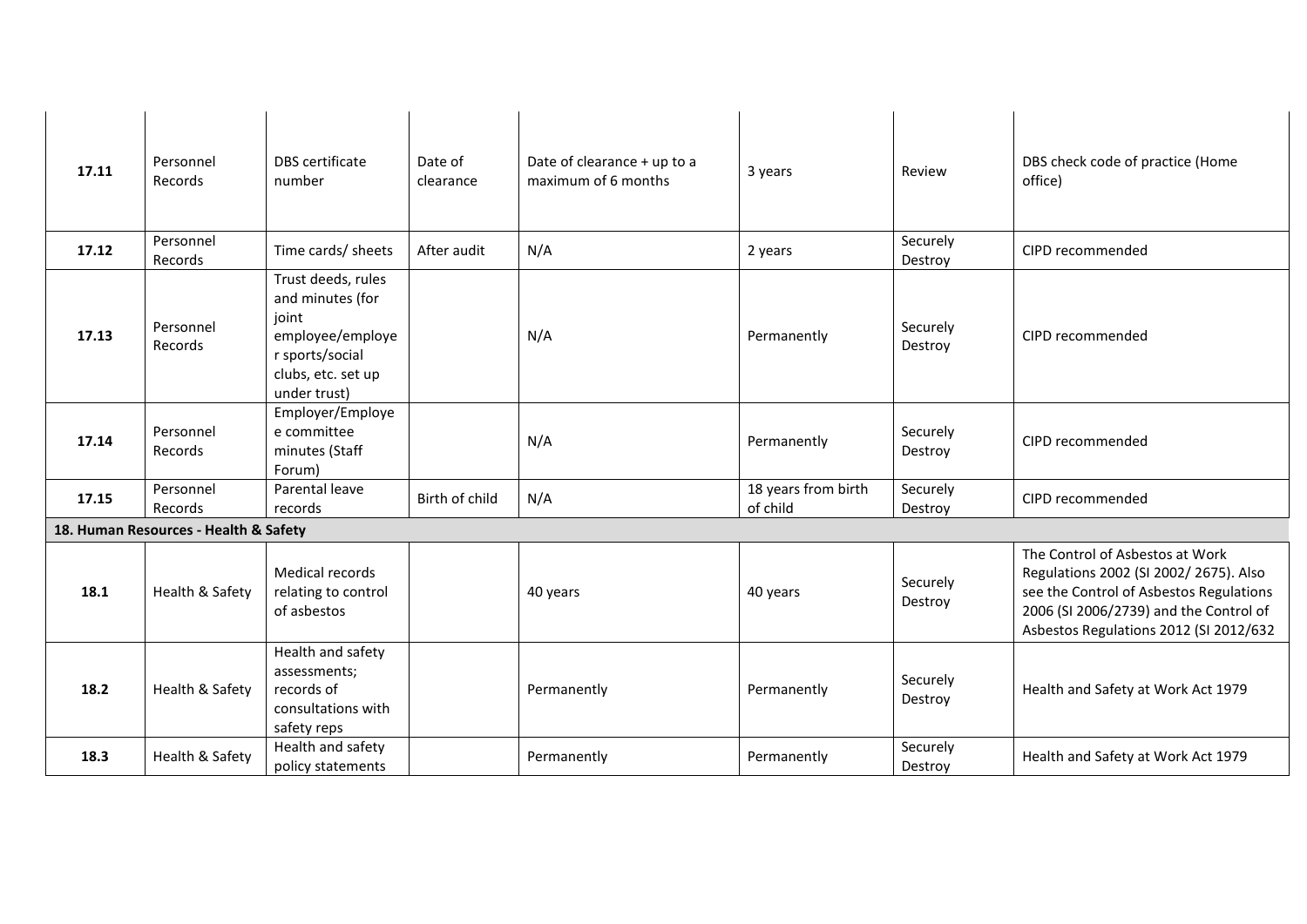| | | | | | | | |
|---|---|---|---|---|---|---|---|
| **17.11** | Personnel Records | DBS certificate number | Date of clearance | Date of clearance + up to a maximum of 6 months | 3 years | Review | DBS check code of practice (Home office) |
| **17.12** | Personnel Records | Time cards/ sheets | After audit | N/A | 2 years | Securely Destroy | CIPD recommended |
| **17.13** | Personnel Records | Trust deeds, rules and minutes (for joint employee/employer sports/social clubs, etc. set up under trust) | | N/A | Permanently | Securely Destroy | CIPD recommended |
| **17.14** | Personnel Records | Employer/Employee committee minutes (Staff Forum) | | N/A | Permanently | Securely Destroy | CIPD recommended |
| **17.15** | Personnel Records | Parental leave records | Birth of child | N/A | 18 years from birth of child | Securely Destroy | CIPD recommended |
| **18. Human Resources - Health & Safety** | | | | | | | |
| **18.1** | Health & Safety | Medical records relating to control of asbestos | | 40 years | 40 years | Securely Destroy | The Control of Asbestos at Work Regulations 2002 (SI 2002/ 2675). Also see the Control of Asbestos Regulations 2006 (SI 2006/2739) and the Control of Asbestos Regulations 2012 (SI 2012/632 |
| **18.2** | Health & Safety | Health and safety assessments; records of consultations with safety reps | | Permanently | Permanently | Securely Destroy | Health and Safety at Work Act 1979 |
| **18.3** | Health & Safety | Health and safety policy statements | | Permanently | Permanently | Securely Destroy | Health and Safety at Work Act 1979 |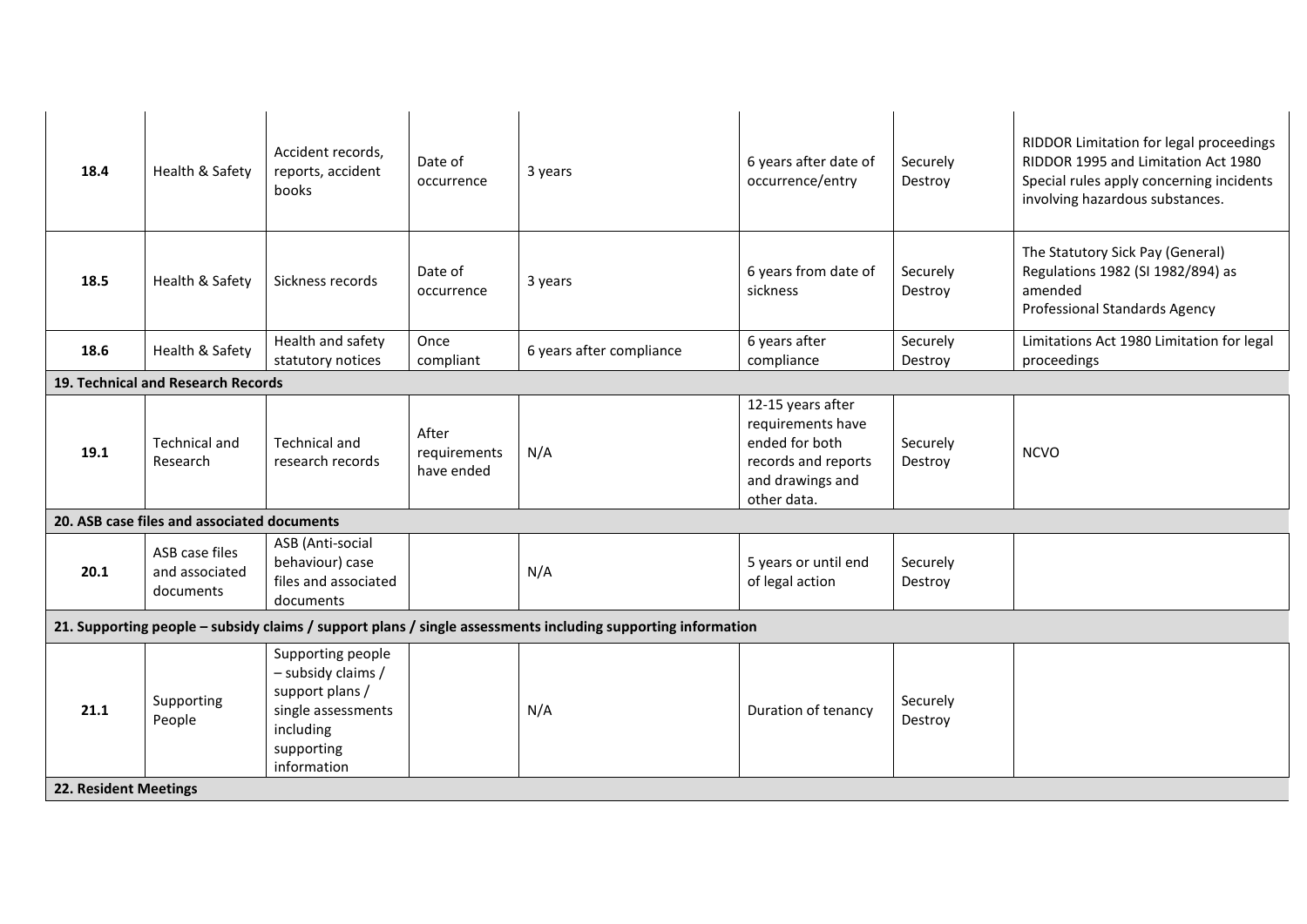| | | | | | | | |
|---|---|---|---|---|---|---|---|
| **18.4** | Health & Safety | Accident records, reports, accident books | Date of occurrence | 3 years | 6 years after date of occurrence/entry | Securely Destroy | RIDDOR Limitation for legal proceedings RIDDOR 1995 and Limitation Act 1980 Special rules apply concerning incidents involving hazardous substances. |
| **18.5** | Health & Safety | Sickness records | Date of occurrence | 3 years | 6 years from date of sickness | Securely Destroy | The Statutory Sick Pay (General) Regulations 1982 (SI 1982/894) as amended Professional Standards Agency |
| **18.6** | Health & Safety | Health and safety statutory notices | Once compliant | 6 years after compliance | 6 years after compliance | Securely Destroy | Limitations Act 1980 Limitation for legal proceedings |
| **19. Technical and Research Records** | | | | | | | |
| **19.1** | Technical and Research | Technical and research records | After requirements have ended | N/A | 12-15 years after requirements have ended for both records and reports and drawings and other data. | Securely Destroy | NCVO |
| **20. ASB case files and associated documents** | | | | | | | |
| **20.1** | ASB case files and associated documents | ASB (Anti-social behaviour) case files and associated documents | | N/A | 5 years or until end of legal action | Securely Destroy | |
| **21. Supporting people – subsidy claims / support plans / single assessments including supporting information** | | | | | | | |
| **21.1** | Supporting People | Supporting people – subsidy claims / support plans / single assessments including supporting information | | N/A | Duration of tenancy | Securely Destroy | |
| **22. Resident Meetings** | | | | | | | |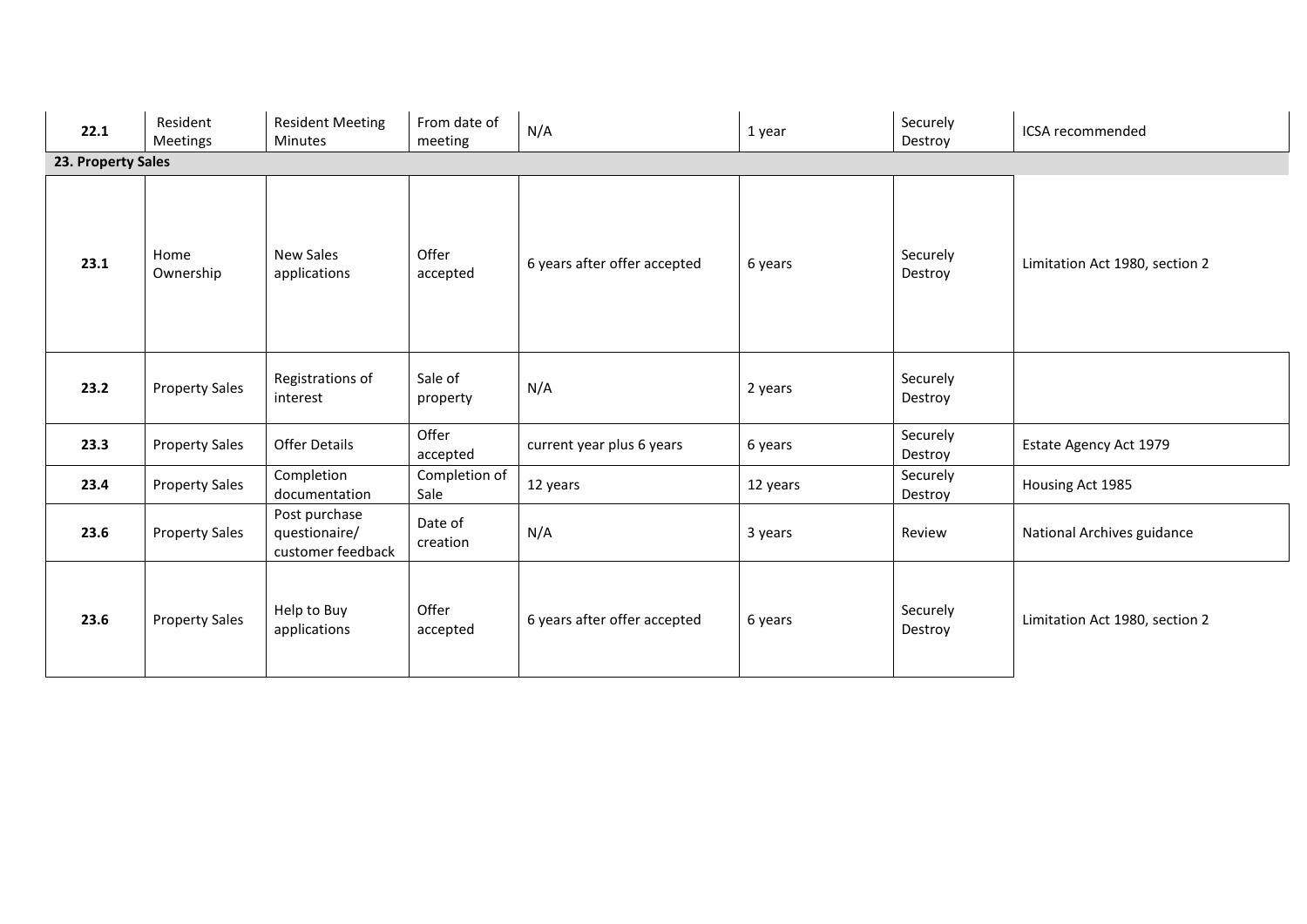| | | | | | | | |
|---|---|---|---|---|---|---|---|
| **22.1** | Resident Meetings | Resident Meeting Minutes | From date of meeting | N/A | 1 year | Securely Destroy | ICSA recommended |
| **23. Property Sales** | | | | | | | |
| **23.1** | Home Ownership | New Sales applications | Offer accepted | 6 years after offer accepted | 6 years | Securely Destroy | Limitation Act 1980, section 2 |
| **23.2** | Property Sales | Registrations of interest | Sale of property | N/A | 2 years | Securely Destroy | |
| **23.3** | Property Sales | Offer Details | Offer accepted | current year plus 6 years | 6 years | Securely Destroy | Estate Agency Act 1979 |
| **23.4** | Property Sales | Completion documentation | Completion of Sale | 12 years | 12 years | Securely Destroy | Housing Act 1985 |
| **23.6** | Property Sales | Post purchase questionaire/ customer feedback | Date of creation | N/A | 3 years | Review | National Archives guidance |
| **23.6** | Property Sales | Help to Buy applications | Offer accepted | 6 years after offer accepted | 6 years | Securely Destroy | Limitation Act 1980, section 2 |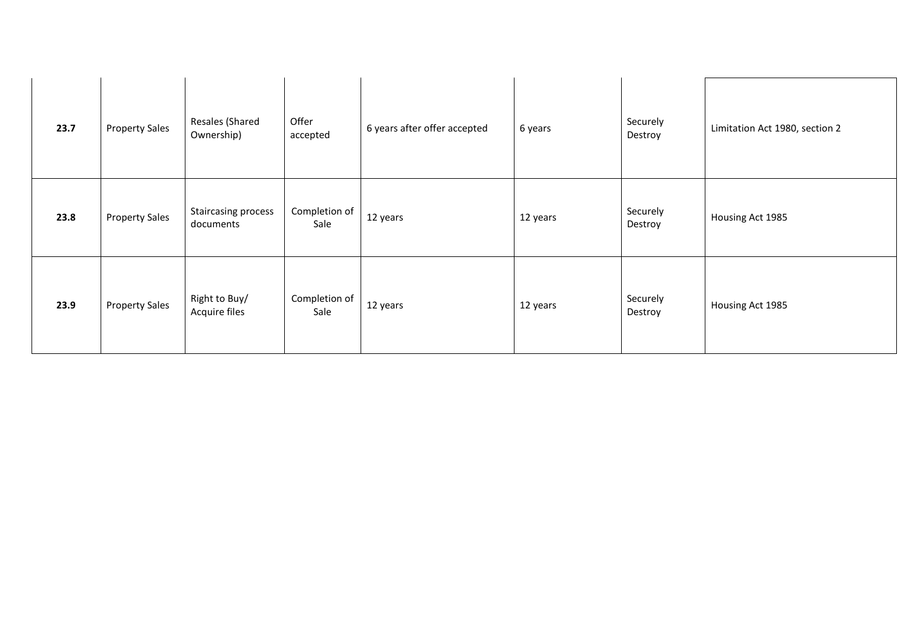| | | | | | | | |
|---|---|---|---|---|---|---|---|
| **23.7** | Property Sales | Resales (Shared Ownership) | Offer accepted | 6 years after offer accepted | 6 years | Securely Destroy | Limitation Act 1980, section 2 |
| **23.8** | Property Sales | Staircasing process documents | Completion of Sale | 12 years | 12 years | Securely Destroy | Housing Act 1985 |
| **23.9** | Property Sales | Right to Buy/ Acquire files | Completion of Sale | 12 years | 12 years | Securely Destroy | Housing Act 1985 |